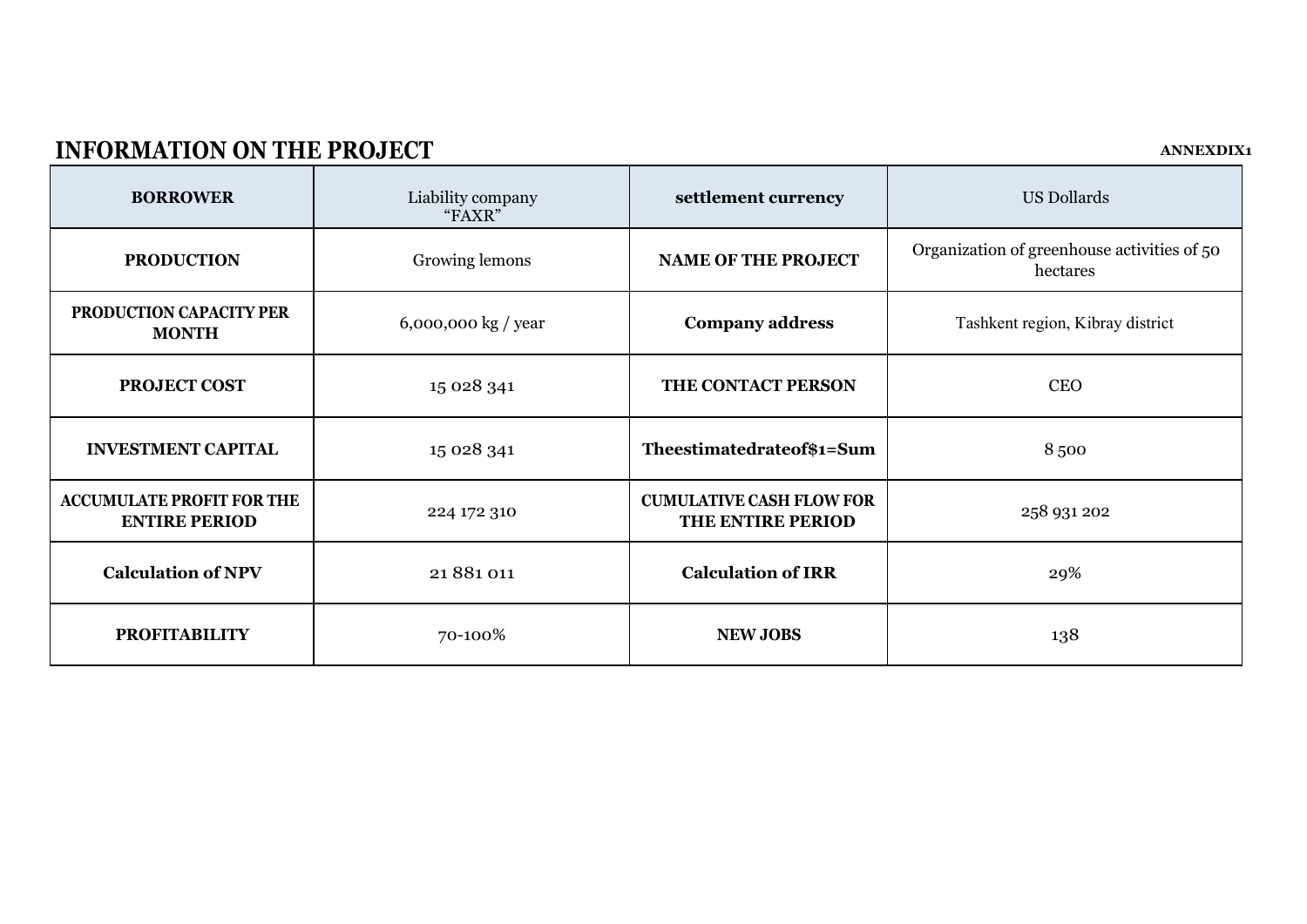## INFORMATION ON THE PROJECT

**ANNEXDIX1**

| **BORROWER** | Liability company "FAXR" | **settlement currency** | US Dollards |
|---|---|---|---|
| **PRODUCTION** | Growing lemons | **NAME OF THE PROJECT** | Organization of greenhouse activities of 50 hectares |
| **PRODUCTION CAPACITY PER MONTH** | 6,000,000 kg / year | **Company address** | Tashkent region, Kibray district |
| **PROJECT COST** | 15 028 341 | **THE CONTACT PERSON** | CEO |
| **INVESTMENT CAPITAL** | 15 028 341 | **Theestimatedrateof$1=Sum** | 8 500 |
| **ACCUMULATE PROFIT FOR THE ENTIRE PERIOD** | 224 172 310 | **CUMULATIVE CASH FLOW FOR THE ENTIRE PERIOD** | 258 931 202 |
| **Calculation of NPV** | 21 881 011 | **Calculation of IRR** | 29% |
| **PROFITABILITY** | 70-100% | **NEW JOBS** | 138 |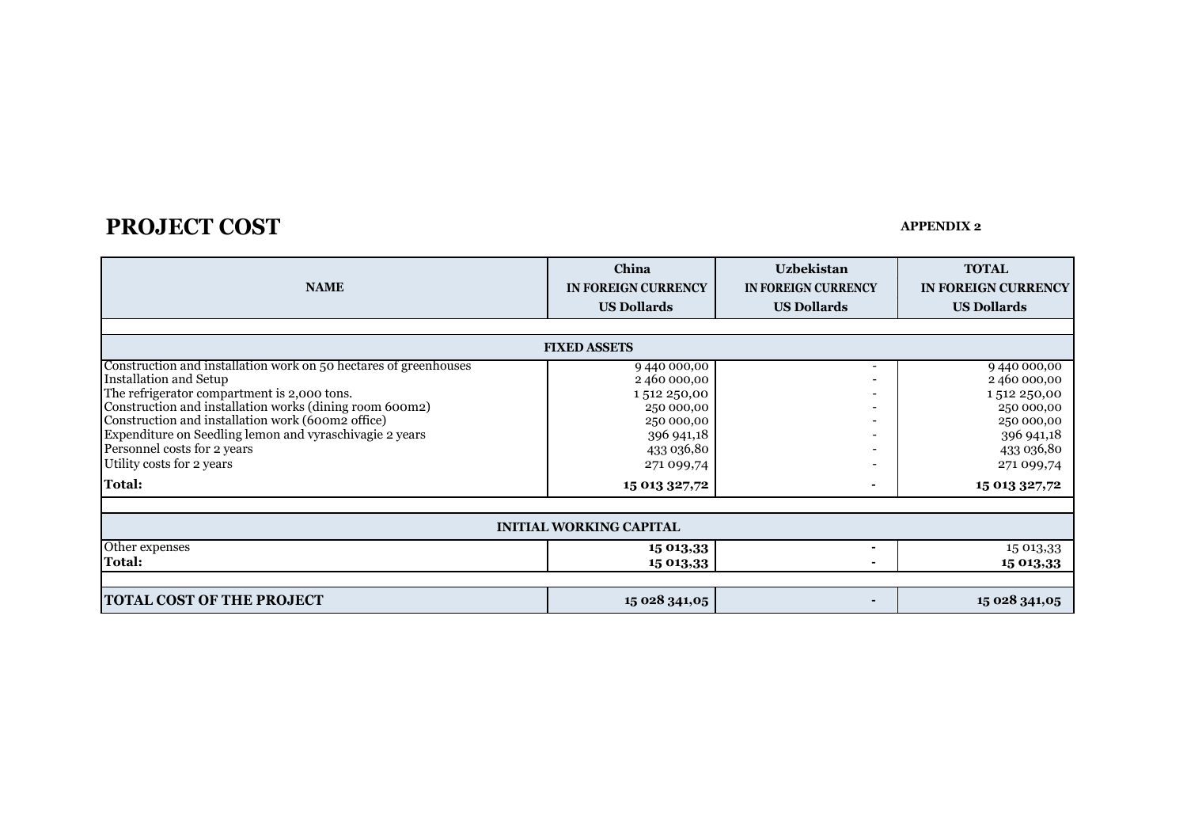# PROJECT COST

**APPENDIX 2**

| NAME | China<br>IN FOREIGN CURRENCY<br>US Dollards | Uzbekistan<br>IN FOREIGN CURRENCY<br>US Dollards | TOTAL<br>IN FOREIGN CURRENCY<br>US Dollards |
|---|---|---|---|
| | | | |
| **FIXED ASSETS** | | | |
| Construction and installation work on 50 hectares of greenhouses | 9 440 000,00 | - | 9 440 000,00 |
| Installation and Setup | 2 460 000,00 | - | 2 460 000,00 |
| The refrigerator compartment is 2,000 tons. | 1 512 250,00 | - | 1 512 250,00 |
| Construction and installation works (dining room 600m2) | 250 000,00 | - | 250 000,00 |
| Construction and installation work (600m2 office) | 250 000,00 | - | 250 000,00 |
| Expenditure on Seedling lemon and vyraschivagie 2 years | 396 941,18 | - | 396 941,18 |
| Personnel costs for 2 years | 433 036,80 | - | 433 036,80 |
| Utility costs for 2 years | 271 099,74 | - | 271 099,74 |
| **Total:** | **15 013 327,72** | - | **15 013 327,72** |
| | | | |
| **INITIAL WORKING CAPITAL** | | | |
| Other expenses | **15 013,33** | - | 15 013,33 |
| **Total:** | **15 013,33** | - | **15 013,33** |
| | | | |
| **TOTAL COST OF THE PROJECT** | **15 028 341,05** | - | **15 028 341,05** |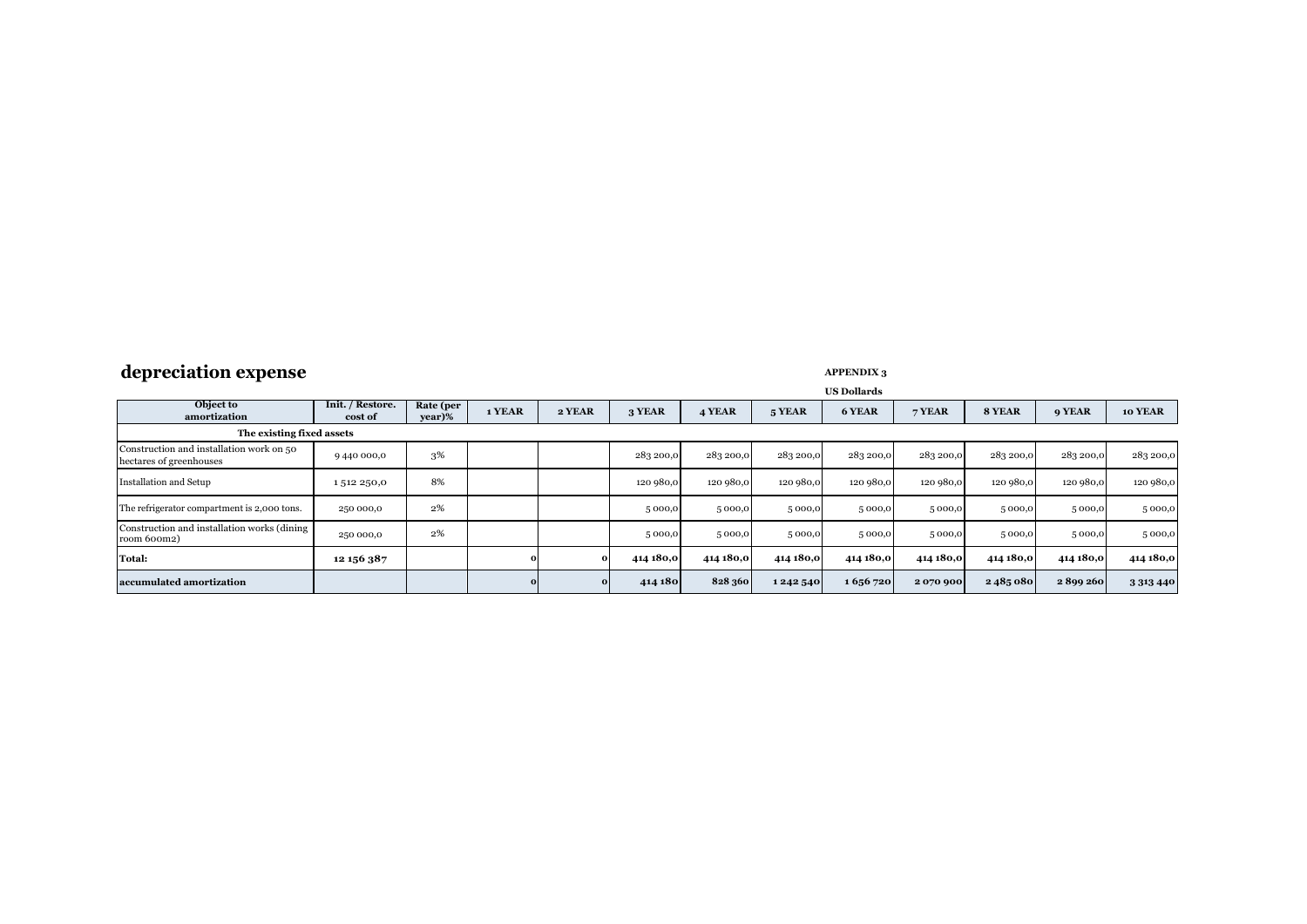# depreciation expense

**APPENDIX 3**

**US Dollards**

| Object to amortization | Init. / Restore. cost of | Rate (per year)% | 1 YEAR | 2 YEAR | 3 YEAR | 4 YEAR | 5 YEAR | 6 YEAR | 7 YEAR | 8 YEAR | 9 YEAR | 10 YEAR |
|---|---|---|---|---|---|---|---|---|---|---|---|---|
| **The existing fixed assets** | | | | | | | | | | | | |
| Construction and installation work on 50 hectares of greenhouses | 9 440 000,0 | 3% | | | 283 200,0 | 283 200,0 | 283 200,0 | 283 200,0 | 283 200,0 | 283 200,0 | 283 200,0 | 283 200,0 |
| Installation and Setup | 1 512 250,0 | 8% | | | 120 980,0 | 120 980,0 | 120 980,0 | 120 980,0 | 120 980,0 | 120 980,0 | 120 980,0 | 120 980,0 |
| The refrigerator compartment is 2,000 tons. | 250 000,0 | 2% | | | 5 000,0 | 5 000,0 | 5 000,0 | 5 000,0 | 5 000,0 | 5 000,0 | 5 000,0 | 5 000,0 |
| Construction and installation works (dining room 600m2) | 250 000,0 | 2% | | | 5 000,0 | 5 000,0 | 5 000,0 | 5 000,0 | 5 000,0 | 5 000,0 | 5 000,0 | 5 000,0 |
| **Total:** | **12 156 387** | | **0** | **0** | **414 180,0** | **414 180,0** | **414 180,0** | **414 180,0** | **414 180,0** | **414 180,0** | **414 180,0** | **414 180,0** |
| **accumulated amortization** | | | **0** | **0** | **414 180** | **828 360** | **1 242 540** | **1 656 720** | **2 070 900** | **2 485 080** | **2 899 260** | **3 313 440** |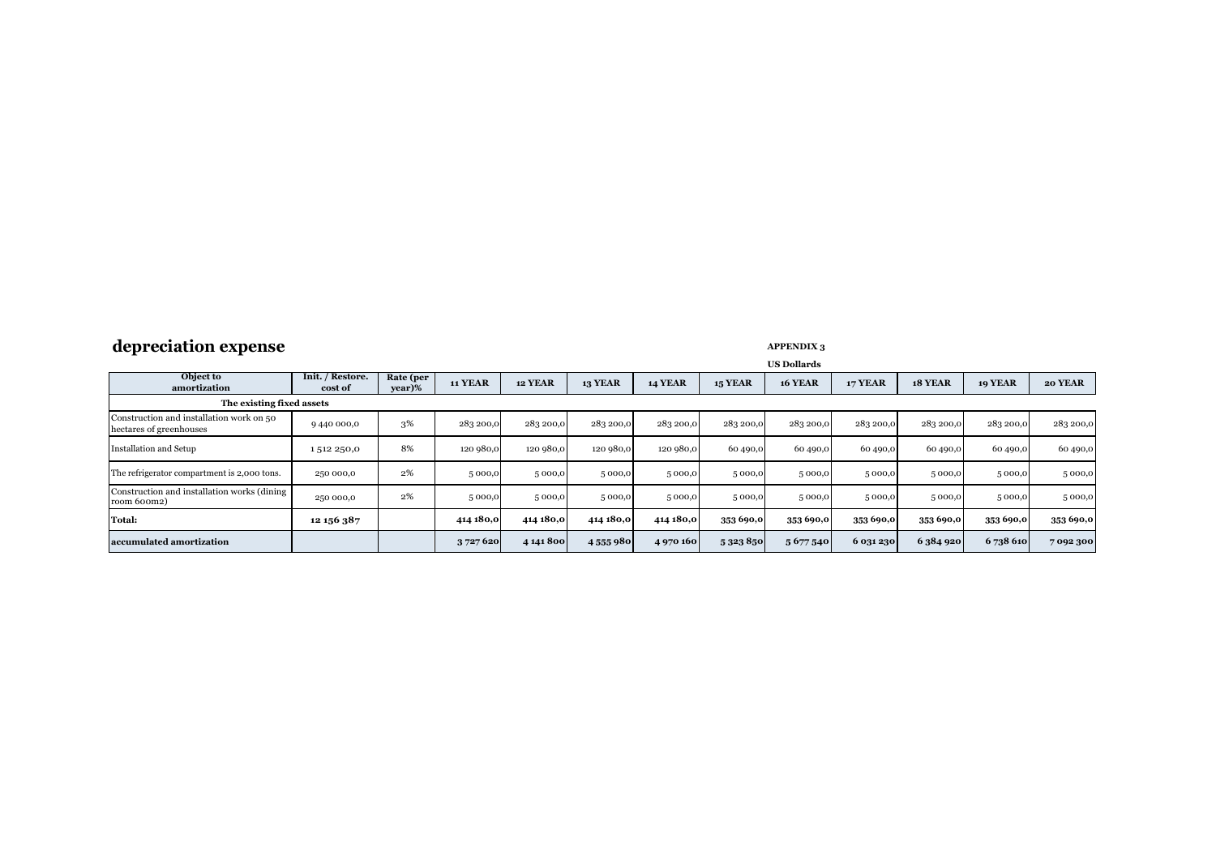# depreciation expense

**APPENDIX 3**

**US Dollards**

| Object to amortization | Init. / Restore. cost of | Rate (per year)% | 11 YEAR | 12 YEAR | 13 YEAR | 14 YEAR | 15 YEAR | 16 YEAR | 17 YEAR | 18 YEAR | 19 YEAR | 20 YEAR |
|---|---|---|---|---|---|---|---|---|---|---|---|---|
| **The existing fixed assets** | | | | | | | | | | | | |
| Construction and installation work on 50 hectares of greenhouses | 9 440 000,0 | 3% | 283 200,0 | 283 200,0 | 283 200,0 | 283 200,0 | 283 200,0 | 283 200,0 | 283 200,0 | 283 200,0 | 283 200,0 | 283 200,0 |
| Installation and Setup | 1 512 250,0 | 8% | 120 980,0 | 120 980,0 | 120 980,0 | 120 980,0 | 60 490,0 | 60 490,0 | 60 490,0 | 60 490,0 | 60 490,0 | 60 490,0 |
| The refrigerator compartment is 2,000 tons. | 250 000,0 | 2% | 5 000,0 | 5 000,0 | 5 000,0 | 5 000,0 | 5 000,0 | 5 000,0 | 5 000,0 | 5 000,0 | 5 000,0 | 5 000,0 |
| Construction and installation works (dining room 600m2) | 250 000,0 | 2% | 5 000,0 | 5 000,0 | 5 000,0 | 5 000,0 | 5 000,0 | 5 000,0 | 5 000,0 | 5 000,0 | 5 000,0 | 5 000,0 |
| **Total:** | **12 156 387** | | **414 180,0** | **414 180,0** | **414 180,0** | **414 180,0** | **353 690,0** | **353 690,0** | **353 690,0** | **353 690,0** | **353 690,0** | **353 690,0** |
| **accumulated amortization** | | | **3 727 620** | **4 141 800** | **4 555 980** | **4 970 160** | **5 323 850** | **5 677 540** | **6 031 230** | **6 384 920** | **6 738 610** | **7 092 300** |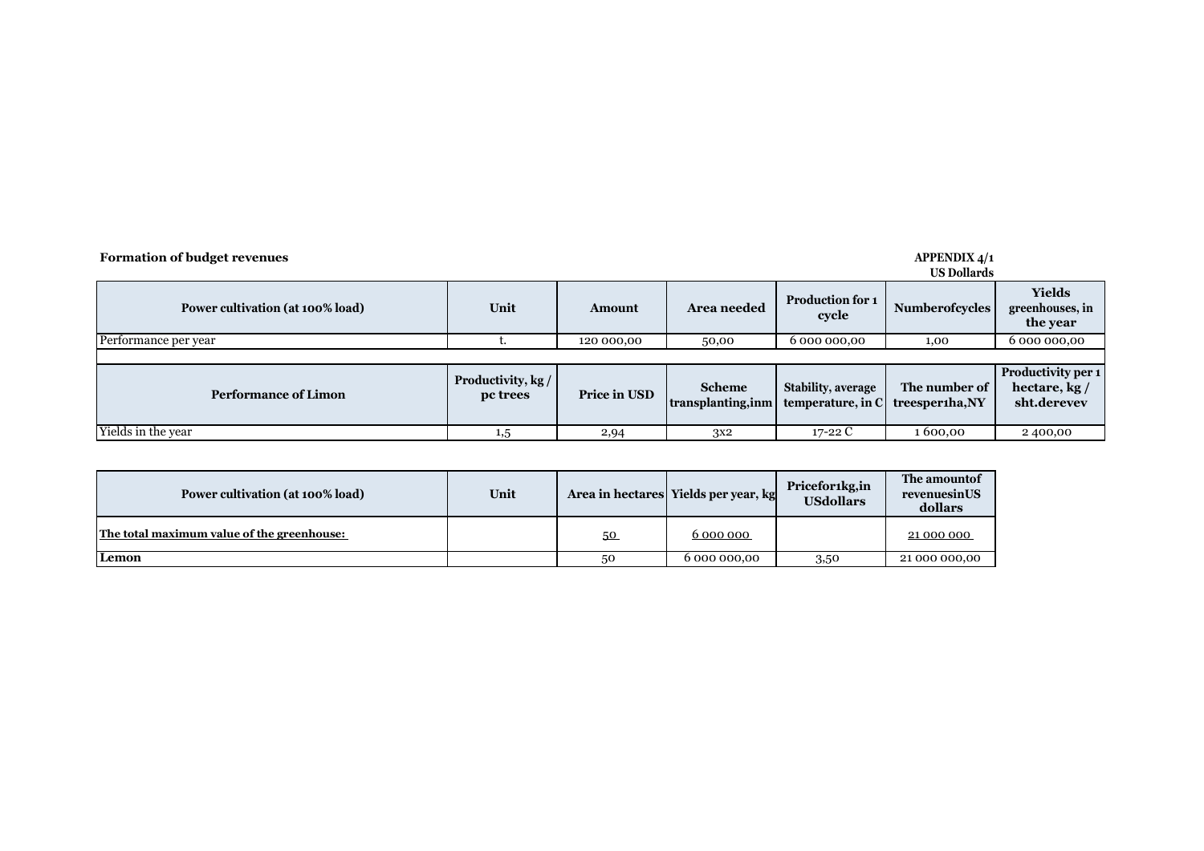**Formation of budget revenues**

**APPENDIX 4/1**
**US Dollars**

| Power cultivation (at 100% load) | Unit | Amount | Area needed | Production for 1 cycle | Numberofcycles | Yields greenhouses, in the year |
|---|---|---|---|---|---|---|
| Performance per year | t. | 120 000,00 | 50,00 | 6 000 000,00 | 1,00 | 6 000 000,00 |
| **Performance of Limon** | **Productivity, kg / pc trees** | **Price in USD** | **Scheme transplanting,inm** | **Stability, average temperature, in C** | **The number of treesper1ha,NY** | **Productivity per 1 hectare, kg / sht.derevev** |
| Yields in the year | 1,5 | 2,94 | 3x2 | 17-22 C | 1 600,00 | 2 400,00 |

| Power cultivation (at 100% load) | Unit | Area in hectares | Yields per year, kg | Pricefor1kg,in USdollars | The amountof revenuesinUS dollars |
|---|---|---|---|---|---|
| **The total maximum value of the greenhouse:** | | 50 | 6 000 000 | | 21 000 000 |
| **Lemon** | | 50 | 6 000 000,00 | 3,50 | 21 000 000,00 |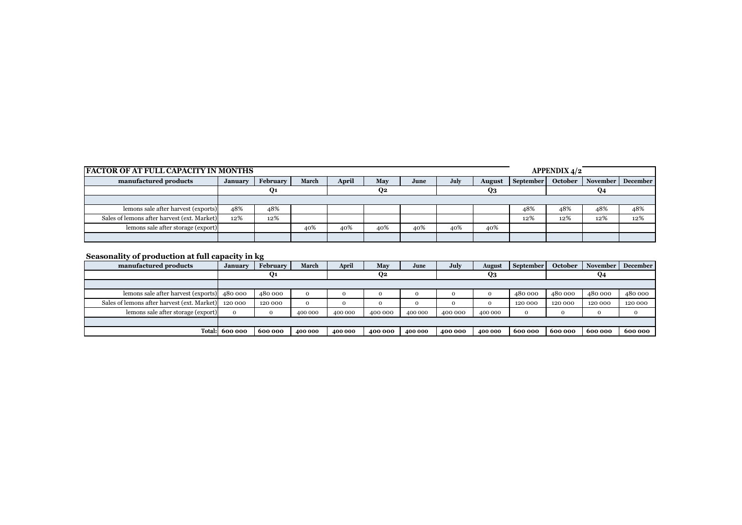**APPENDIX 4/2**

## FACTOR OF AT FULL CAPACITY IN MONTHS

| manufactured products | January | February | March | April | May | June | July | August | September | October | November | December |
|---|---|---|---|---|---|---|---|---|---|---|---|---|
| | Q1 | | | Q2 | | | Q3 | | | Q4 | | |
| | | | | | | | | | | | | |
| lemons sale after harvest (exports) | 48% | 48% | | | | | | | 48% | 48% | 48% | 48% |
| Sales of lemons after harvest (ext. Market) | 12% | 12% | | | | | | | 12% | 12% | 12% | 12% |
| lemons sale after storage (export) | | | 40% | 40% | 40% | 40% | 40% | 40% | | | | |
| | | | | | | | | | | | | |

## Seasonality of production at full capacity in kg

| manufactured products | January | February | March | April | May | June | July | August | September | October | November | December |
|---|---|---|---|---|---|---|---|---|---|---|---|---|
| | Q1 | | | Q2 | | | Q3 | | | Q4 | | |
| | | | | | | | | | | | | |
| lemons sale after harvest (exports) | 480 000 | 480 000 | 0 | 0 | 0 | 0 | 0 | 0 | 480 000 | 480 000 | 480 000 | 480 000 |
| Sales of lemons after harvest (ext. Market) | 120 000 | 120 000 | 0 | 0 | 0 | 0 | 0 | 0 | 120 000 | 120 000 | 120 000 | 120 000 |
| lemons sale after storage (export) | 0 | 0 | 400 000 | 400 000 | 400 000 | 400 000 | 400 000 | 400 000 | 0 | 0 | 0 | 0 |
| | | | | | | | | | | | | |
| **Total:** | **600 000** | **600 000** | **400 000** | **400 000** | **400 000** | **400 000** | **400 000** | **400 000** | **600 000** | **600 000** | **600 000** | **600 000** |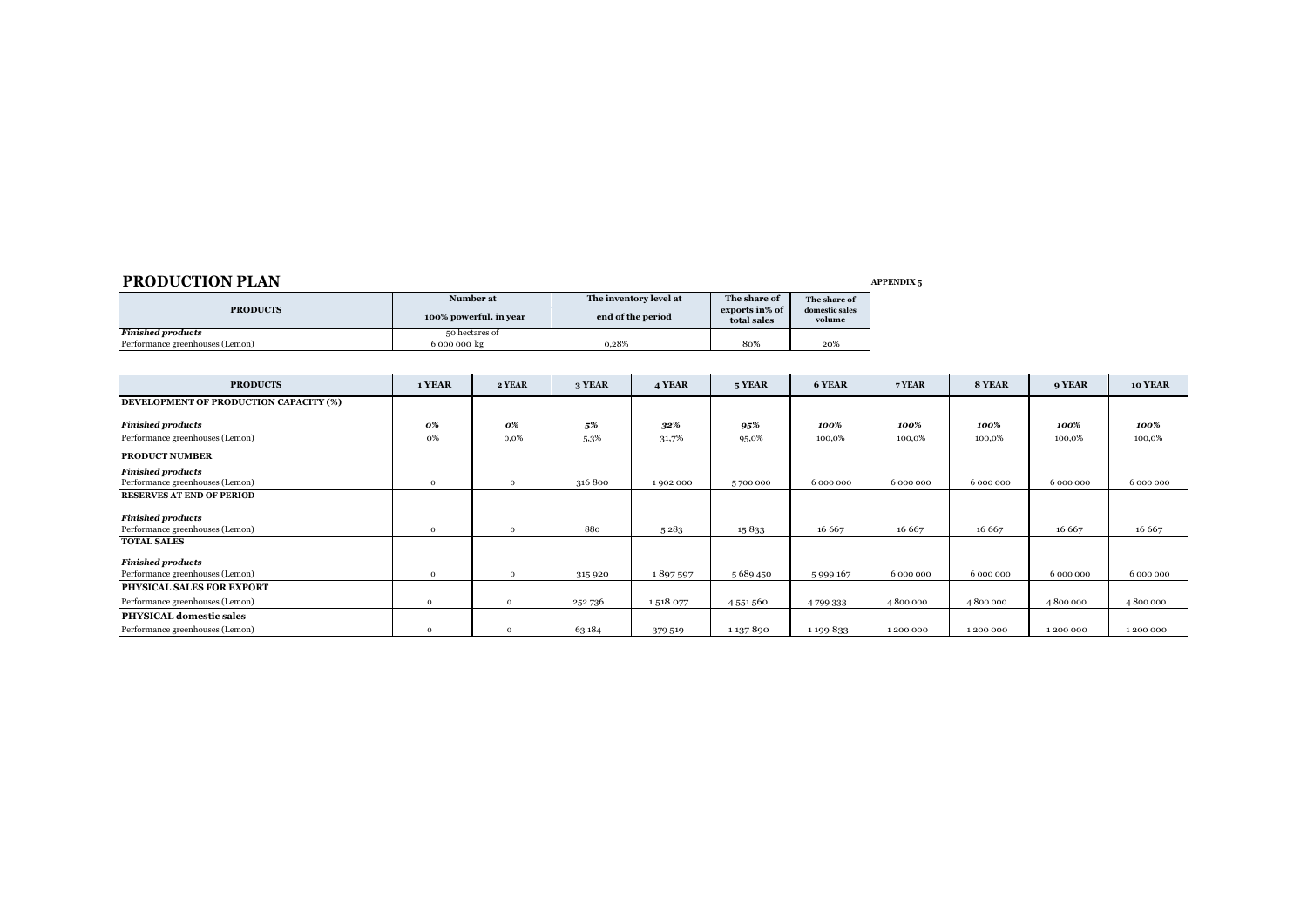## PRODUCTION PLAN

**APPENDIX 5**

| PRODUCTS | Number at 100% powerful. in year | The inventory level at end of the period | The share of exports in% of total sales | The share of domestic sales volume |
|---|---|---|---|---|
| *Finished products* | 50 hectares of | | | |
| Performance greenhouses (Lemon) | 6 000 000 kg | 0,28% | 80% | 20% |

| PRODUCTS | 1 YEAR | 2 YEAR | 3 YEAR | 4 YEAR | 5 YEAR | 6 YEAR | 7 YEAR | 8 YEAR | 9 YEAR | 10 YEAR |
|---|---|---|---|---|---|---|---|---|---|---|
| **DEVELOPMENT OF PRODUCTION CAPACITY (%)** | | | | | | | | | | |
| ***Finished products*** | ***0%*** | ***0%*** | ***5%*** | ***32%*** | ***95%*** | ***100%*** | ***100%*** | ***100%*** | ***100%*** | ***100%*** |
| Performance greenhouses (Lemon) | 0% | 0,0% | 5,3% | 31,7% | 95,0% | 100,0% | 100,0% | 100,0% | 100,0% | 100,0% |
| **PRODUCT NUMBER** | | | | | | | | | | |
| ***Finished products*** | | | | | | | | | | |
| Performance greenhouses (Lemon) | 0 | 0 | 316 800 | 1 902 000 | 5 700 000 | 6 000 000 | 6 000 000 | 6 000 000 | 6 000 000 | 6 000 000 |
| **RESERVES AT END OF PERIOD** | | | | | | | | | | |
| ***Finished products*** | | | | | | | | | | |
| Performance greenhouses (Lemon) | 0 | 0 | 880 | 5 283 | 15 833 | 16 667 | 16 667 | 16 667 | 16 667 | 16 667 |
| **TOTAL SALES** | | | | | | | | | | |
| ***Finished products*** | | | | | | | | | | |
| Performance greenhouses (Lemon) | 0 | 0 | 315 920 | 1 897 597 | 5 689 450 | 5 999 167 | 6 000 000 | 6 000 000 | 6 000 000 | 6 000 000 |
| **PHYSICAL SALES FOR EXPORT** | | | | | | | | | | |
| Performance greenhouses (Lemon) | 0 | 0 | 252 736 | 1 518 077 | 4 551 560 | 4 799 333 | 4 800 000 | 4 800 000 | 4 800 000 | 4 800 000 |
| **PHYSICAL domestic sales** | | | | | | | | | | |
| Performance greenhouses (Lemon) | 0 | 0 | 63 184 | 379 519 | 1 137 890 | 1 199 833 | 1 200 000 | 1 200 000 | 1 200 000 | 1 200 000 |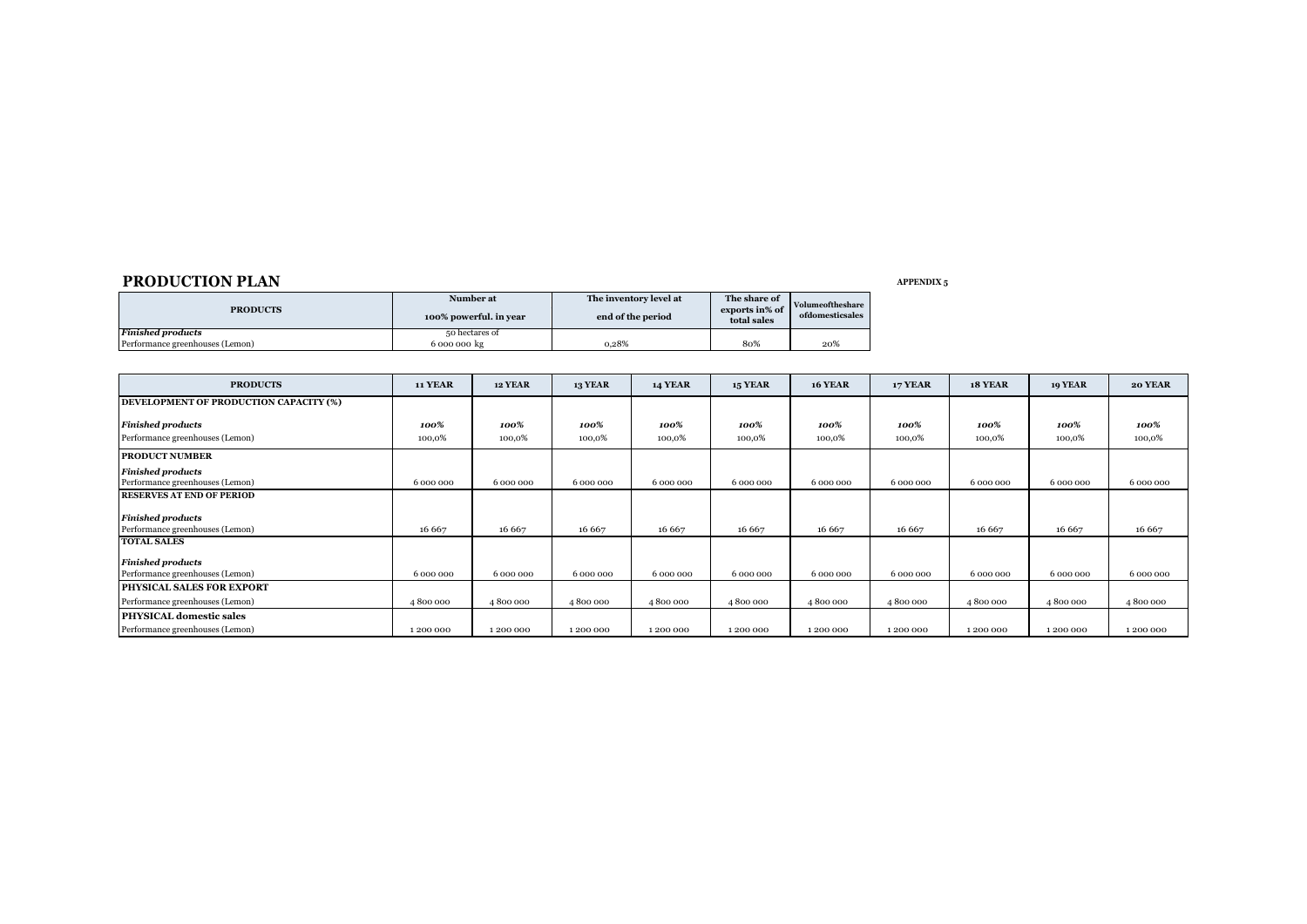## PRODUCTION PLAN

**APPENDIX 5**

| PRODUCTS | Number at 100% powerful. in year | The inventory level at end of the period | The share of exports in% of total sales | Volumeoftheshare ofdomesticsales |
|---|---|---|---|---|
| ***Finished products*** | 50 hectares of | | | |
| Performance greenhouses (Lemon) | 6 000 000 kg | 0,28% | 80% | 20% |

| PRODUCTS | 11 YEAR | 12 YEAR | 13 YEAR | 14 YEAR | 15 YEAR | 16 YEAR | 17 YEAR | 18 YEAR | 19 YEAR | 20 YEAR |
|---|---|---|---|---|---|---|---|---|---|---|
| **DEVELOPMENT OF PRODUCTION CAPACITY (%)** | | | | | | | | | | |
| ***Finished products*** | ***100%*** | ***100%*** | ***100%*** | ***100%*** | ***100%*** | ***100%*** | ***100%*** | ***100%*** | ***100%*** | ***100%*** |
| Performance greenhouses (Lemon) | 100,0% | 100,0% | 100,0% | 100,0% | 100,0% | 100,0% | 100,0% | 100,0% | 100,0% | 100,0% |
| **PRODUCT NUMBER** | | | | | | | | | | |
| ***Finished products*** | | | | | | | | | | |
| Performance greenhouses (Lemon) | 6 000 000 | 6 000 000 | 6 000 000 | 6 000 000 | 6 000 000 | 6 000 000 | 6 000 000 | 6 000 000 | 6 000 000 | 6 000 000 |
| **RESERVES AT END OF PERIOD** | | | | | | | | | | |
| ***Finished products*** | | | | | | | | | | |
| Performance greenhouses (Lemon) | 16 667 | 16 667 | 16 667 | 16 667 | 16 667 | 16 667 | 16 667 | 16 667 | 16 667 | 16 667 |
| **TOTAL SALES** | | | | | | | | | | |
| ***Finished products*** | | | | | | | | | | |
| Performance greenhouses (Lemon) | 6 000 000 | 6 000 000 | 6 000 000 | 6 000 000 | 6 000 000 | 6 000 000 | 6 000 000 | 6 000 000 | 6 000 000 | 6 000 000 |
| **PHYSICAL SALES FOR EXPORT** | | | | | | | | | | |
| Performance greenhouses (Lemon) | 4 800 000 | 4 800 000 | 4 800 000 | 4 800 000 | 4 800 000 | 4 800 000 | 4 800 000 | 4 800 000 | 4 800 000 | 4 800 000 |
| **PHYSICAL domestic sales** | | | | | | | | | | |
| Performance greenhouses (Lemon) | 1 200 000 | 1 200 000 | 1 200 000 | 1 200 000 | 1 200 000 | 1 200 000 | 1 200 000 | 1 200 000 | 1 200 000 | 1 200 000 |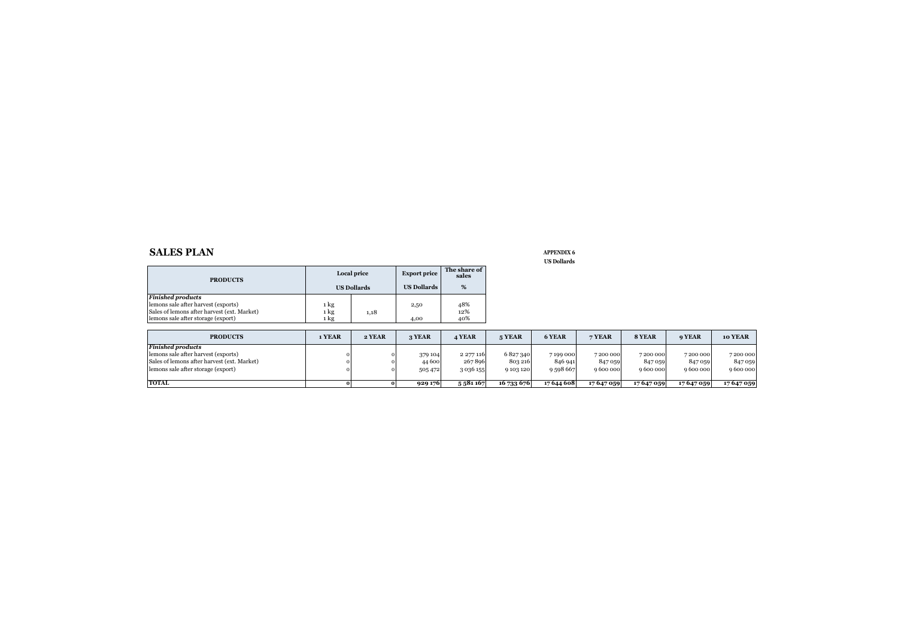## SALES PLAN

**APPENDIX 6**
**US Dollards**

| PRODUCTS | Local price | | Export price | The share of sales |
|---|---|---|---|---|
| | US Dollards | | US Dollards | % |
| ***Finished products*** | | | | |
| lemons sale after harvest (exports) | 1 kg | | 2,50 | 48% |
| Sales of lemons after harvest (ext. Market) | 1 kg | 1,18 | | 12% |
| lemons sale after storage (export) | 1 kg | | 4,00 | 40% |

| PRODUCTS | 1 YEAR | 2 YEAR | 3 YEAR | 4 YEAR | 5 YEAR | 6 YEAR | 7 YEAR | 8 YEAR | 9 YEAR | 10 YEAR |
|---|---|---|---|---|---|---|---|---|---|---|
| ***Finished products*** | | | | | | | | | | |
| lemons sale after harvest (exports) | 0 | 0 | 379 104 | 2 277 116 | 6 827 340 | 7 199 000 | 7 200 000 | 7 200 000 | 7 200 000 | 7 200 000 |
| Sales of lemons after harvest (ext. Market) | 0 | 0 | 44 600 | 267 896 | 803 216 | 846 941 | 847 059 | 847 059 | 847 059 | 847 059 |
| lemons sale after storage (export) | 0 | 0 | 505 472 | 3 036 155 | 9 103 120 | 9 598 667 | 9 600 000 | 9 600 000 | 9 600 000 | 9 600 000 |
| **TOTAL** | **0** | **0** | **929 176** | **5 581 167** | **16 733 676** | **17 644 608** | **17 647 059** | **17 647 059** | **17 647 059** | **17 647 059** |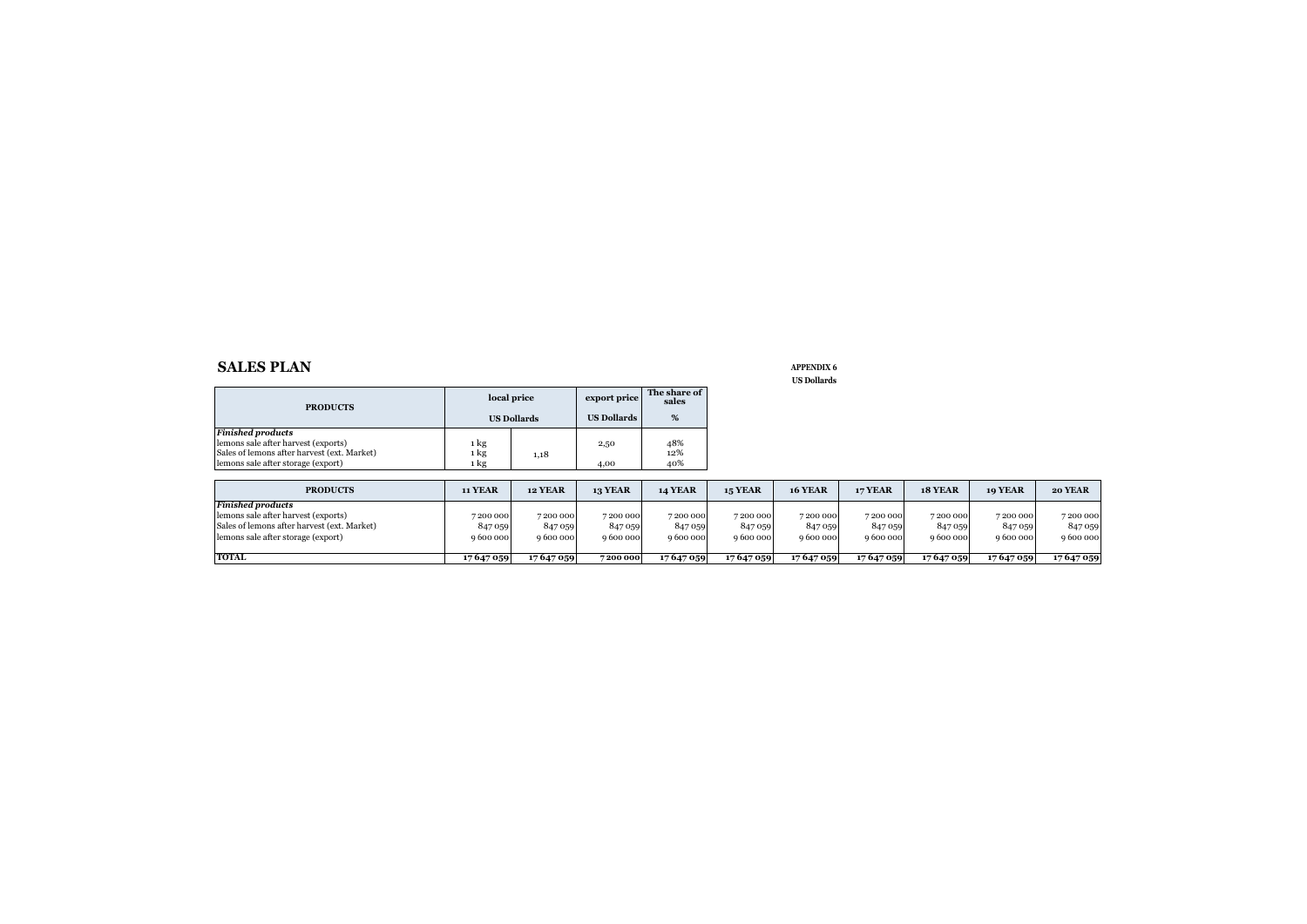## SALES PLAN

**APPENDIX 6**
**US Dollards**

| PRODUCTS | local price | | export price | The share of sales |
|---|---|---|---|---|
| | US Dollards | | US Dollards | % |
| *Finished products* | | | | |
| lemons sale after harvest (exports) | 1 kg | | 2,50 | 48% |
| Sales of lemons after harvest (ext. Market) | 1 kg | 1,18 | | 12% |
| lemons sale after storage (export) | 1 kg | | 4,00 | 40% |

| PRODUCTS | 11 YEAR | 12 YEAR | 13 YEAR | 14 YEAR | 15 YEAR | 16 YEAR | 17 YEAR | 18 YEAR | 19 YEAR | 20 YEAR |
|---|---|---|---|---|---|---|---|---|---|---|
| *Finished products* | | | | | | | | | | |
| lemons sale after harvest (exports) | 7 200 000 | 7 200 000 | 7 200 000 | 7 200 000 | 7 200 000 | 7 200 000 | 7 200 000 | 7 200 000 | 7 200 000 | 7 200 000 |
| Sales of lemons after harvest (ext. Market) | 847 059 | 847 059 | 847 059 | 847 059 | 847 059 | 847 059 | 847 059 | 847 059 | 847 059 | 847 059 |
| lemons sale after storage (export) | 9 600 000 | 9 600 000 | 9 600 000 | 9 600 000 | 9 600 000 | 9 600 000 | 9 600 000 | 9 600 000 | 9 600 000 | 9 600 000 |
| **TOTAL** | **17 647 059** | **17 647 059** | **7 200 000** | **17 647 059** | **17 647 059** | **17 647 059** | **17 647 059** | **17 647 059** | **17 647 059** | **17 647 059** |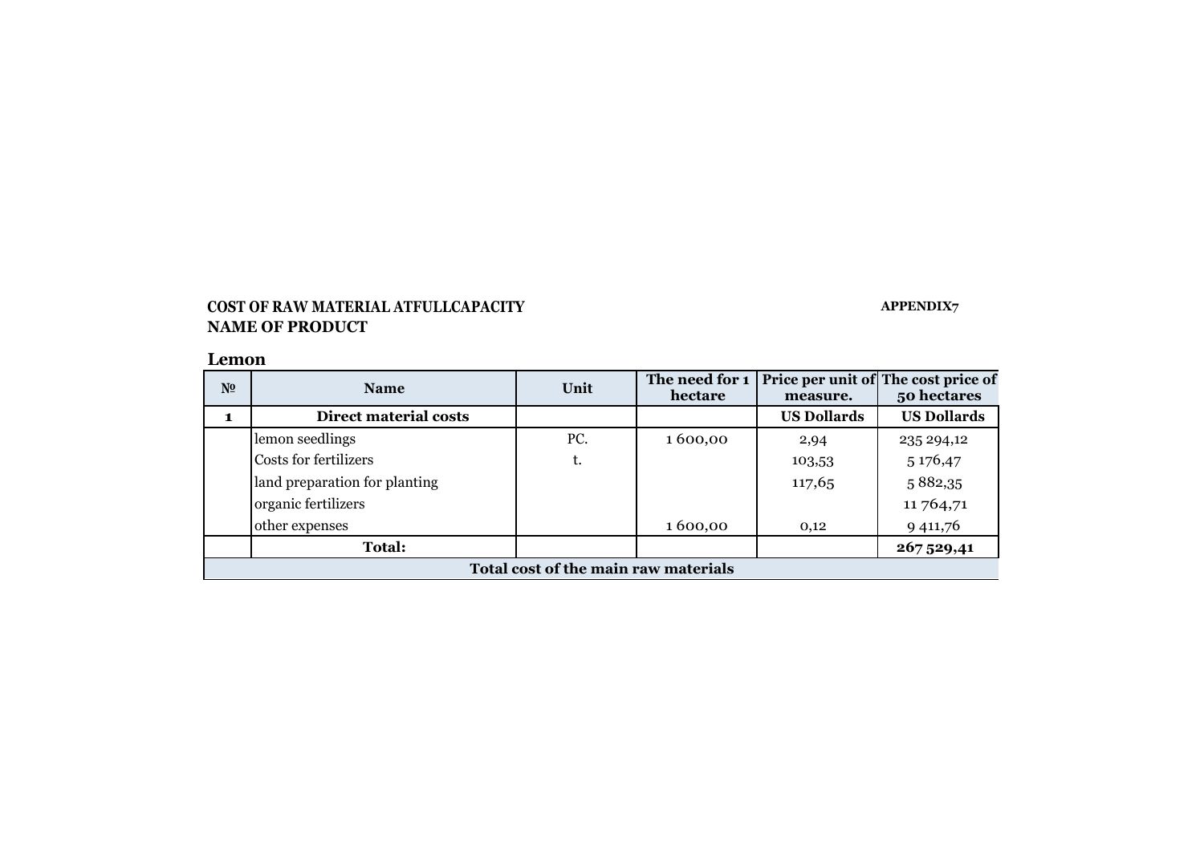**COST OF RAW MATERIAL ATFULLCAPACITY** **APPENDIX7**

**NAME OF PRODUCT**

**Lemon**

| № | Name | Unit | The need for 1 hectare | Price per unit of measure. | The cost price of 50 hectares |
|---|---|---|---|---|---|
| **1** | **Direct material costs** | | | **US Dollards** | **US Dollards** |
| | lemon seedlings | PC. | 1 600,00 | 2,94 | 235 294,12 |
| | Costs for fertilizers | t. | | 103,53 | 5 176,47 |
| | land preparation for planting | | | 117,65 | 5 882,35 |
| | organic fertilizers | | | | 11 764,71 |
| | other expenses | | 1 600,00 | 0,12 | 9 411,76 |
| | **Total:** | | | | **267 529,41** |
| **Total cost of the main raw materials** | | | | | |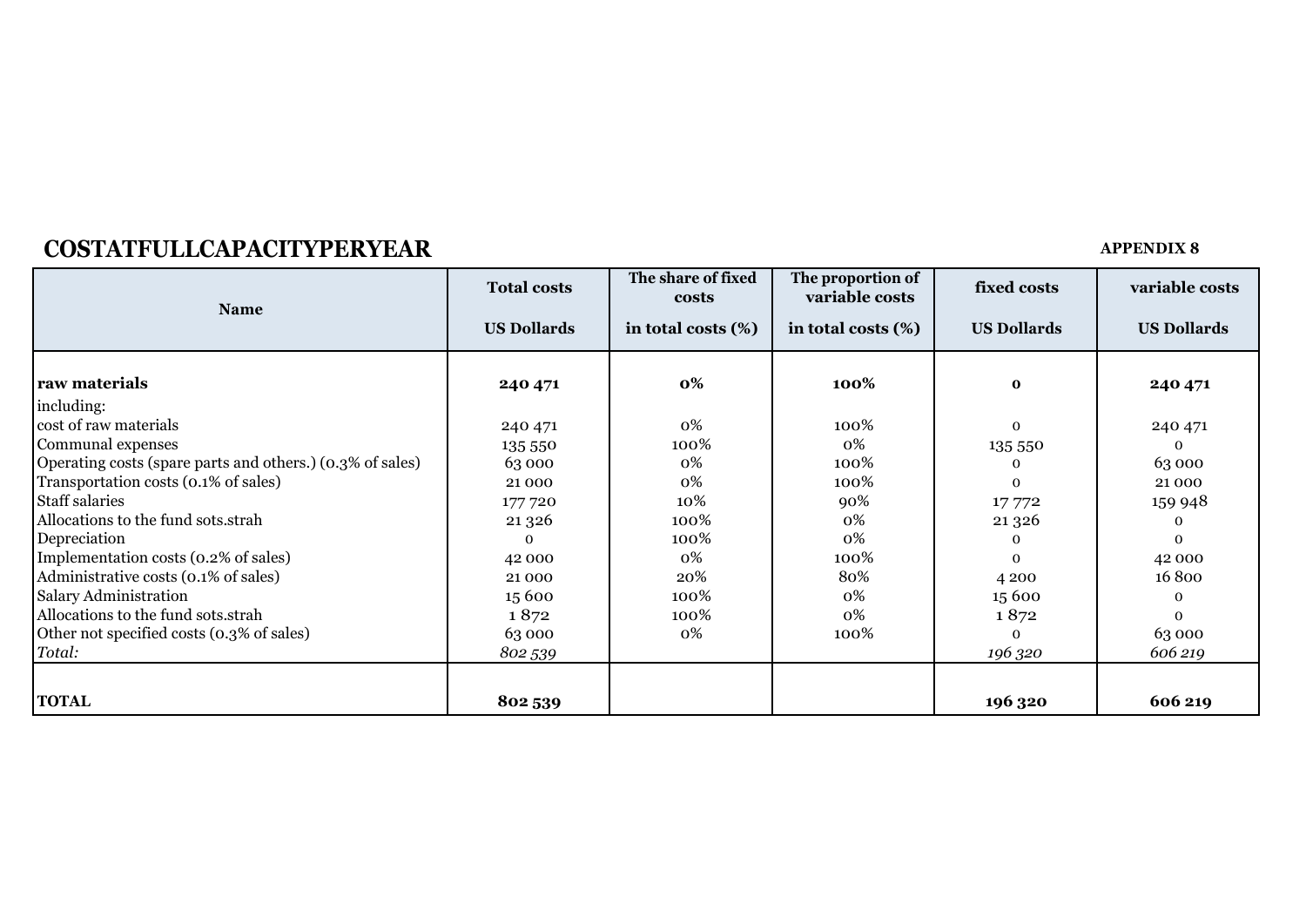## COSTATFULLCAPACITYPERYEAR

**APPENDIX 8**

| Name | Total costs<br>US Dollards | The share of fixed costs<br>in total costs (%) | The proportion of variable costs<br>in total costs (%) | fixed costs<br>US Dollards | variable costs<br>US Dollards |
|---|---|---|---|---|---|
| **raw materials** | **240 471** | **0%** | **100%** | **0** | **240 471** |
| including: | | | | | |
| cost of raw materials | 240 471 | 0% | 100% | 0 | 240 471 |
| Communal expenses | 135 550 | 100% | 0% | 135 550 | 0 |
| Operating costs (spare parts and others.) (0.3% of sales) | 63 000 | 0% | 100% | 0 | 63 000 |
| Transportation costs (0.1% of sales) | 21 000 | 0% | 100% | 0 | 21 000 |
| Staff salaries | 177 720 | 10% | 90% | 17 772 | 159 948 |
| Allocations to the fund sots.strah | 21 326 | 100% | 0% | 21 326 | 0 |
| Depreciation | 0 | 100% | 0% | 0 | 0 |
| Implementation costs (0.2% of sales) | 42 000 | 0% | 100% | 0 | 42 000 |
| Administrative costs (0.1% of sales) | 21 000 | 20% | 80% | 4 200 | 16 800 |
| Salary Administration | 15 600 | 100% | 0% | 15 600 | 0 |
| Allocations to the fund sots.strah | 1 872 | 100% | 0% | 1 872 | 0 |
| Other not specified costs (0.3% of sales) | 63 000 | 0% | 100% | 0 | 63 000 |
| *Total:* | *802 539* | | | *196 320* | *606 219* |
| **TOTAL** | **802 539** | | | **196 320** | **606 219** |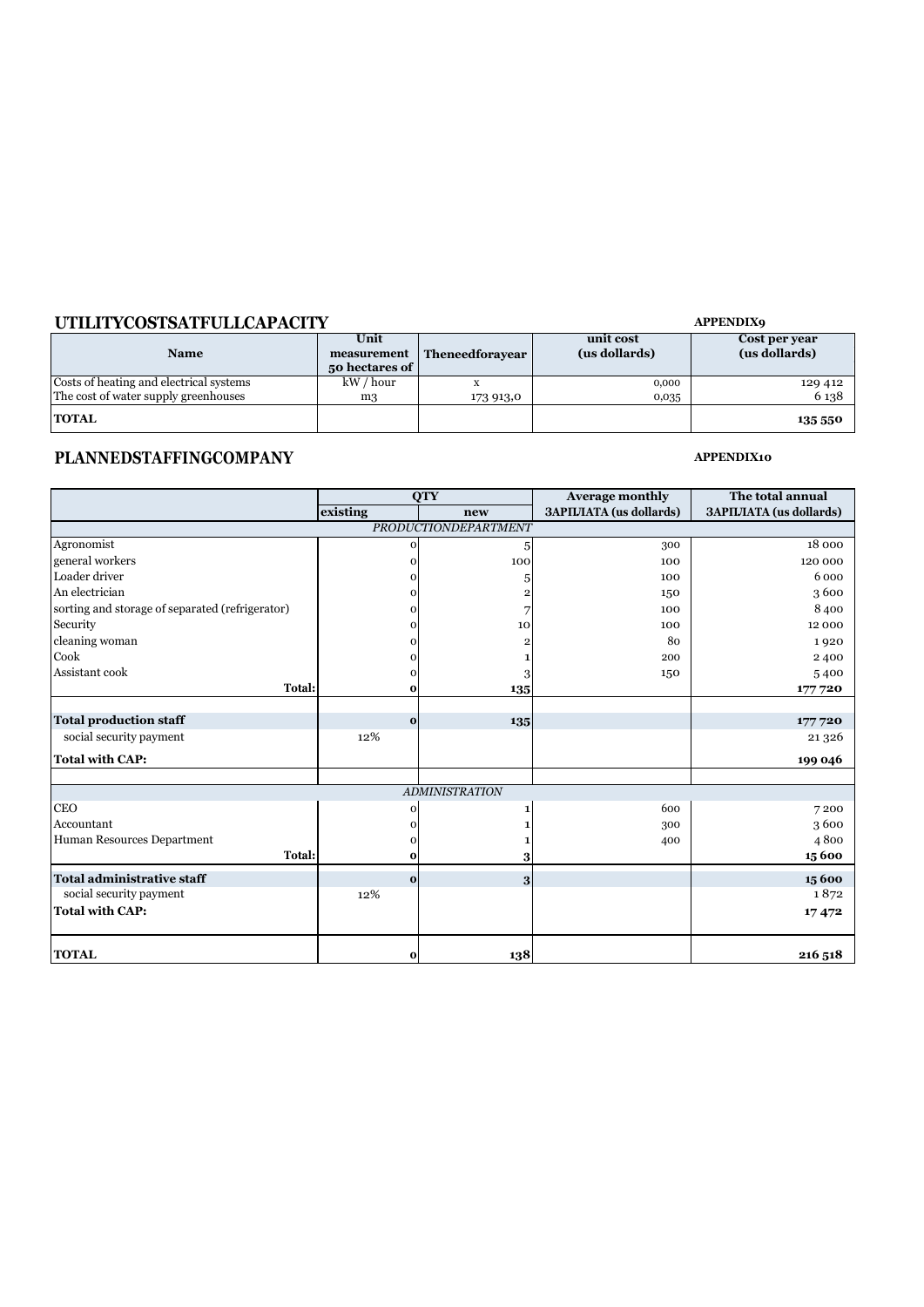## UTILITYCOSTSATFULLCAPACITY

**APPENDIX9**

| Name | Unit measurement 50 hectares of | Theneedforayear | unit cost (us dollars) | Cost per year (us dollars) |
|---|---|---|---|---|
| Costs of heating and electrical systems | kW / hour | x | 0,000 | 129 412 |
| The cost of water supply greenhouses | m3 | 173 913,0 | 0,035 | 6 138 |
| **TOTAL** | | | | **135 550** |

## PLANNEDSTAFFINGCOMPANY

**APPENDIX10**

| | QTY | | Average monthly | The total annual |
|---|---|---|---|---|
| | existing | new | ЗАРПЛАТА (us dollars) | ЗАРПЛАТА (us dollars) |
| | | *PRODUCTIONDEPARTMENT* | | |
| Agronomist | 0 | 5 | 300 | 18 000 |
| general workers | 0 | 100 | 100 | 120 000 |
| Loader driver | 0 | 5 | 100 | 6 000 |
| An electrician | 0 | 2 | 150 | 3 600 |
| sorting and storage of separated (refrigerator) | 0 | 7 | 100 | 8 400 |
| Security | 0 | 10 | 100 | 12 000 |
| cleaning woman | 0 | 2 | 80 | 1 920 |
| Cook | 0 | 1 | 200 | 2 400 |
| Assistant cook | 0 | 3 | 150 | 5 400 |
| **Total:** | **0** | **135** | | **177 720** |
| | | | | |
| **Total production staff** | **0** | **135** | | **177 720** |
| social security payment | 12% | | | 21 326 |
| **Total with CAP:** | | | | **199 046** |
| | | | | |
| | | *ADMINISTRATION* | | |
| CEO | 0 | 1 | 600 | 7 200 |
| Accountant | 0 | 1 | 300 | 3 600 |
| Human Resources Department | 0 | 1 | 400 | 4 800 |
| **Total:** | **0** | **3** | | **15 600** |
| **Total administrative staff** | **0** | **3** | | **15 600** |
| social security payment | 12% | | | 1 872 |
| **Total with CAP:** | | | | **17 472** |
| | | | | |
| **TOTAL** | **0** | **138** | | **216 518** |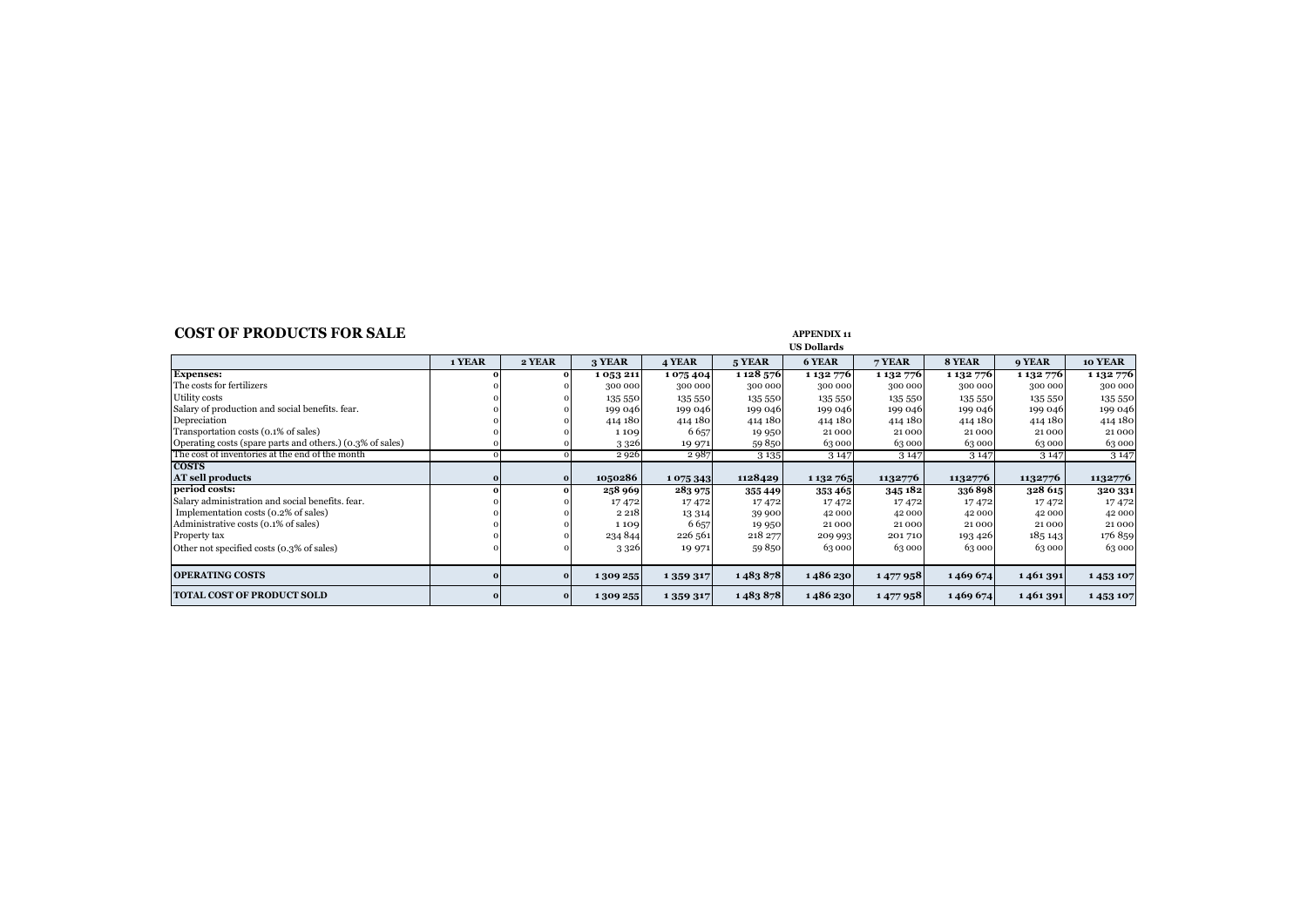## COST OF PRODUCTS FOR SALE

**APPENDIX 11**
**US Dollars**

| | 1 YEAR | 2 YEAR | 3 YEAR | 4 YEAR | 5 YEAR | 6 YEAR | 7 YEAR | 8 YEAR | 9 YEAR | 10 YEAR |
|---|---|---|---|---|---|---|---|---|---|---|
| **Expenses:** | **0** | **0** | **1 053 211** | **1 075 404** | **1 128 576** | **1 132 776** | **1 132 776** | **1 132 776** | **1 132 776** | **1 132 776** |
| The costs for fertilizers | 0 | 0 | 300 000 | 300 000 | 300 000 | 300 000 | 300 000 | 300 000 | 300 000 | 300 000 |
| Utility costs | 0 | 0 | 135 550 | 135 550 | 135 550 | 135 550 | 135 550 | 135 550 | 135 550 | 135 550 |
| Salary of production and social benefits. fear. | 0 | 0 | 199 046 | 199 046 | 199 046 | 199 046 | 199 046 | 199 046 | 199 046 | 199 046 |
| Depreciation | 0 | 0 | 414 180 | 414 180 | 414 180 | 414 180 | 414 180 | 414 180 | 414 180 | 414 180 |
| Transportation costs (0.1% of sales) | 0 | 0 | 1 109 | 6 657 | 19 950 | 21 000 | 21 000 | 21 000 | 21 000 | 21 000 |
| Operating costs (spare parts and others.) (0.3% of sales) | 0 | 0 | 3 326 | 19 971 | 59 850 | 63 000 | 63 000 | 63 000 | 63 000 | 63 000 |
| The cost of inventories at the end of the month | 0 | 0 | 2 926 | 2 987 | 3 135 | 3 147 | 3 147 | 3 147 | 3 147 | 3 147 |
| **COSTS AT sell products** | **0** | **0** | **1050286** | **1 075 343** | **1128429** | **1 132 765** | **1132776** | **1132776** | **1132776** | **1132776** |
| **period costs:** | **0** | **0** | **258 969** | **283 975** | **355 449** | **353 465** | **345 182** | **336 898** | **328 615** | **320 331** |
| Salary administration and social benefits. fear. | 0 | 0 | 17 472 | 17 472 | 17 472 | 17 472 | 17 472 | 17 472 | 17 472 | 17 472 |
| Implementation costs (0.2% of sales) | 0 | 0 | 2 218 | 13 314 | 39 900 | 42 000 | 42 000 | 42 000 | 42 000 | 42 000 |
| Administrative costs (0.1% of sales) | 0 | 0 | 1 109 | 6 657 | 19 950 | 21 000 | 21 000 | 21 000 | 21 000 | 21 000 |
| Property tax | 0 | 0 | 234 844 | 226 561 | 218 277 | 209 993 | 201 710 | 193 426 | 185 143 | 176 859 |
| Other not specified costs (0.3% of sales) | 0 | 0 | 3 326 | 19 971 | 59 850 | 63 000 | 63 000 | 63 000 | 63 000 | 63 000 |
| **OPERATING COSTS** | **0** | **0** | **1 309 255** | **1 359 317** | **1 483 878** | **1 486 230** | **1 477 958** | **1 469 674** | **1 461 391** | **1 453 107** |
| **TOTAL COST OF PRODUCT SOLD** | **0** | **0** | **1 309 255** | **1 359 317** | **1 483 878** | **1 486 230** | **1 477 958** | **1 469 674** | **1 461 391** | **1 453 107** |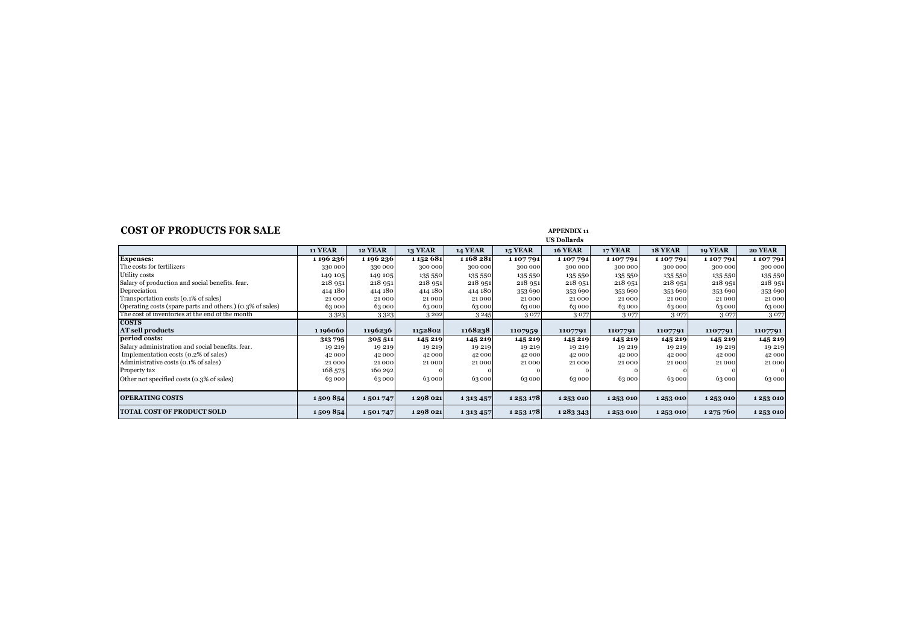## COST OF PRODUCTS FOR SALE

**APPENDIX 11**
**US Dollars**

| | 11 YEAR | 12 YEAR | 13 YEAR | 14 YEAR | 15 YEAR | 16 YEAR | 17 YEAR | 18 YEAR | 19 YEAR | 20 YEAR |
|---|---|---|---|---|---|---|---|---|---|---|
| **Expenses:** | **1 196 236** | **1 196 236** | **1 152 681** | **1 168 281** | **1 107 791** | **1 107 791** | **1 107 791** | **1 107 791** | **1 107 791** | **1 107 791** |
| The costs for fertilizers | 330 000 | 330 000 | 300 000 | 300 000 | 300 000 | 300 000 | 300 000 | 300 000 | 300 000 | 300 000 |
| Utility costs | 149 105 | 149 105 | 135 550 | 135 550 | 135 550 | 135 550 | 135 550 | 135 550 | 135 550 | 135 550 |
| Salary of production and social benefits. fear. | 218 951 | 218 951 | 218 951 | 218 951 | 218 951 | 218 951 | 218 951 | 218 951 | 218 951 | 218 951 |
| Depreciation | 414 180 | 414 180 | 414 180 | 414 180 | 353 690 | 353 690 | 353 690 | 353 690 | 353 690 | 353 690 |
| Transportation costs (0.1% of sales) | 21 000 | 21 000 | 21 000 | 21 000 | 21 000 | 21 000 | 21 000 | 21 000 | 21 000 | 21 000 |
| Operating costs (spare parts and others.) (0.3% of sales) | 63 000 | 63 000 | 63 000 | 63 000 | 63 000 | 63 000 | 63 000 | 63 000 | 63 000 | 63 000 |
| The cost of inventories at the end of the month | 3 323 | 3 323 | 3 202 | 3 245 | 3 077 | 3 077 | 3 077 | 3 077 | 3 077 | 3 077 |
| **COSTS AT sell products** | **1 196060** | **1196236** | **1152802** | **1168238** | **1107959** | **1107791** | **1107791** | **1107791** | **1107791** | **1107791** |
| **period costs:** | **313 795** | **305 511** | **145 219** | **145 219** | **145 219** | **145 219** | **145 219** | **145 219** | **145 219** | **145 219** |
| Salary administration and social benefits. fear. | 19 219 | 19 219 | 19 219 | 19 219 | 19 219 | 19 219 | 19 219 | 19 219 | 19 219 | 19 219 |
| Implementation costs (0.2% of sales) | 42 000 | 42 000 | 42 000 | 42 000 | 42 000 | 42 000 | 42 000 | 42 000 | 42 000 | 42 000 |
| Administrative costs (0.1% of sales) | 21 000 | 21 000 | 21 000 | 21 000 | 21 000 | 21 000 | 21 000 | 21 000 | 21 000 | 21 000 |
| Property tax | 168 575 | 160 292 | 0 | 0 | 0 | 0 | 0 | 0 | 0 | 0 |
| Other not specified costs (0.3% of sales) | 63 000 | 63 000 | 63 000 | 63 000 | 63 000 | 63 000 | 63 000 | 63 000 | 63 000 | 63 000 |
| **OPERATING COSTS** | **1 509 854** | **1 501 747** | **1 298 021** | **1 313 457** | **1 253 178** | **1 253 010** | **1 253 010** | **1 253 010** | **1 253 010** | **1 253 010** |
| **TOTAL COST OF PRODUCT SOLD** | **1 509 854** | **1 501 747** | **1 298 021** | **1 313 457** | **1 253 178** | **1 283 343** | **1 253 010** | **1 253 010** | **1 275 760** | **1 253 010** |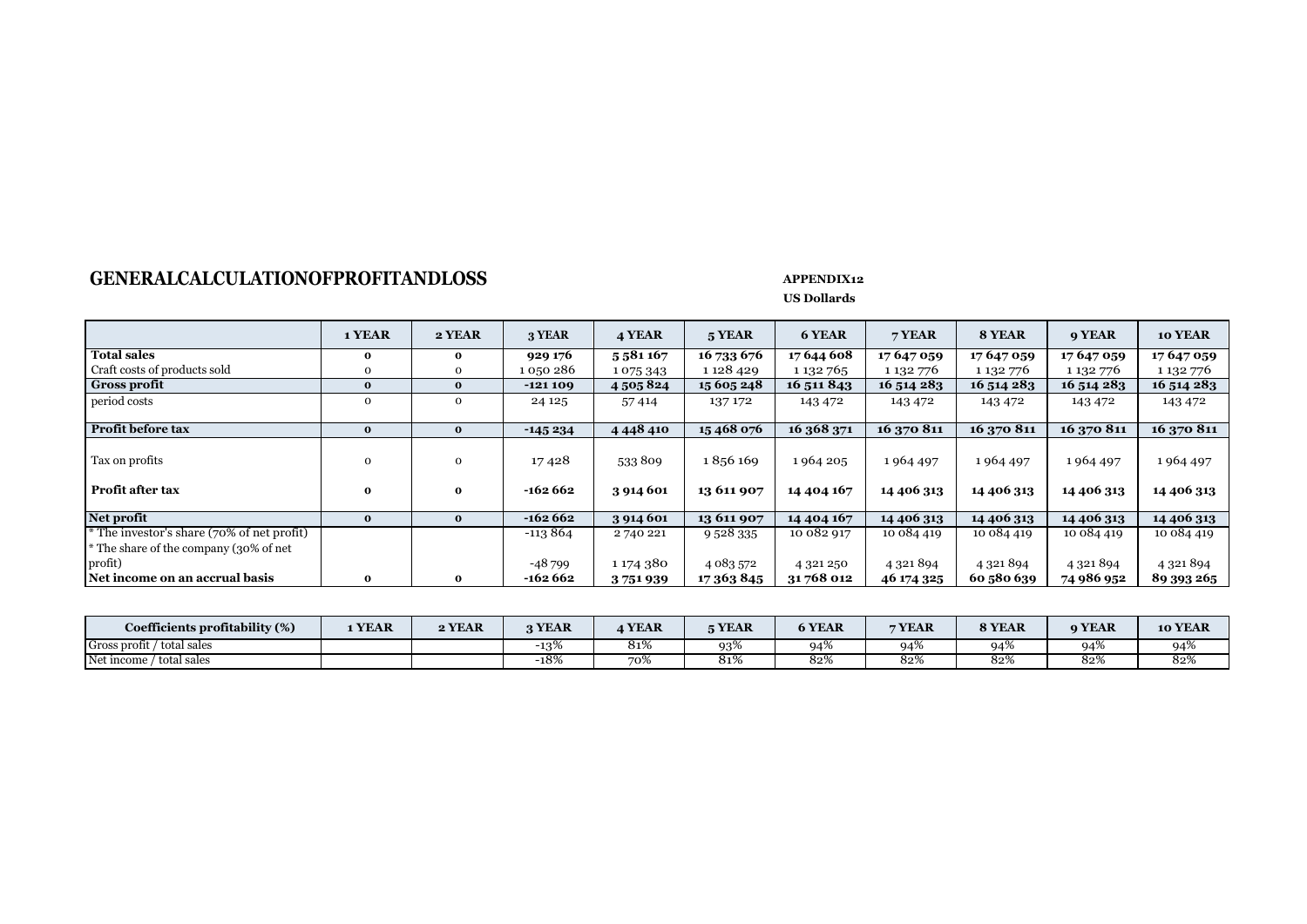# GENERALCALCULATIONOFPROFITANDLOSS

**APPENDIX12**
**US Dollards**

| | 1 YEAR | 2 YEAR | 3 YEAR | 4 YEAR | 5 YEAR | 6 YEAR | 7 YEAR | 8 YEAR | 9 YEAR | 10 YEAR |
|---|---|---|---|---|---|---|---|---|---|---|
| **Total sales** | **0** | **0** | **929 176** | **5 581 167** | **16 733 676** | **17 644 608** | **17 647 059** | **17 647 059** | **17 647 059** | **17 647 059** |
| Craft costs of products sold | 0 | 0 | 1 050 286 | 1 075 343 | 1 128 429 | 1 132 765 | 1 132 776 | 1 132 776 | 1 132 776 | 1 132 776 |
| **Gross profit** | **0** | **0** | **-121 109** | **4 505 824** | **15 605 248** | **16 511 843** | **16 514 283** | **16 514 283** | **16 514 283** | **16 514 283** |
| period costs | 0 | 0 | 24 125 | 57 414 | 137 172 | 143 472 | 143 472 | 143 472 | 143 472 | 143 472 |
| **Profit before tax** | **0** | **0** | **-145 234** | **4 448 410** | **15 468 076** | **16 368 371** | **16 370 811** | **16 370 811** | **16 370 811** | **16 370 811** |
| Tax on profits | 0 | 0 | 17 428 | 533 809 | 1 856 169 | 1 964 205 | 1 964 497 | 1 964 497 | 1 964 497 | 1 964 497 |
| **Profit after tax** | **0** | **0** | **-162 662** | **3 914 601** | **13 611 907** | **14 404 167** | **14 406 313** | **14 406 313** | **14 406 313** | **14 406 313** |
| **Net profit** | **0** | **0** | **-162 662** | **3 914 601** | **13 611 907** | **14 404 167** | **14 406 313** | **14 406 313** | **14 406 313** | **14 406 313** |
| * The investor's share (70% of net profit) | | | -113 864 | 2 740 221 | 9 528 335 | 10 082 917 | 10 084 419 | 10 084 419 | 10 084 419 | 10 084 419 |
| * The share of the company (30% of net profit) | | | -48 799 | 1 174 380 | 4 083 572 | 4 321 250 | 4 321 894 | 4 321 894 | 4 321 894 | 4 321 894 |
| **Net income on an accrual basis** | **0** | **0** | **-162 662** | **3 751 939** | **17 363 845** | **31 768 012** | **46 174 325** | **60 580 639** | **74 986 952** | **89 393 265** |

| Coefficients profitability (%) | 1 YEAR | 2 YEAR | 3 YEAR | 4 YEAR | 5 YEAR | 6 YEAR | 7 YEAR | 8 YEAR | 9 YEAR | 10 YEAR |
|---|---|---|---|---|---|---|---|---|---|---|
| Gross profit / total sales | | | -13% | 81% | 93% | 94% | 94% | 94% | 94% | 94% |
| Net income / total sales | | | -18% | 70% | 81% | 82% | 82% | 82% | 82% | 82% |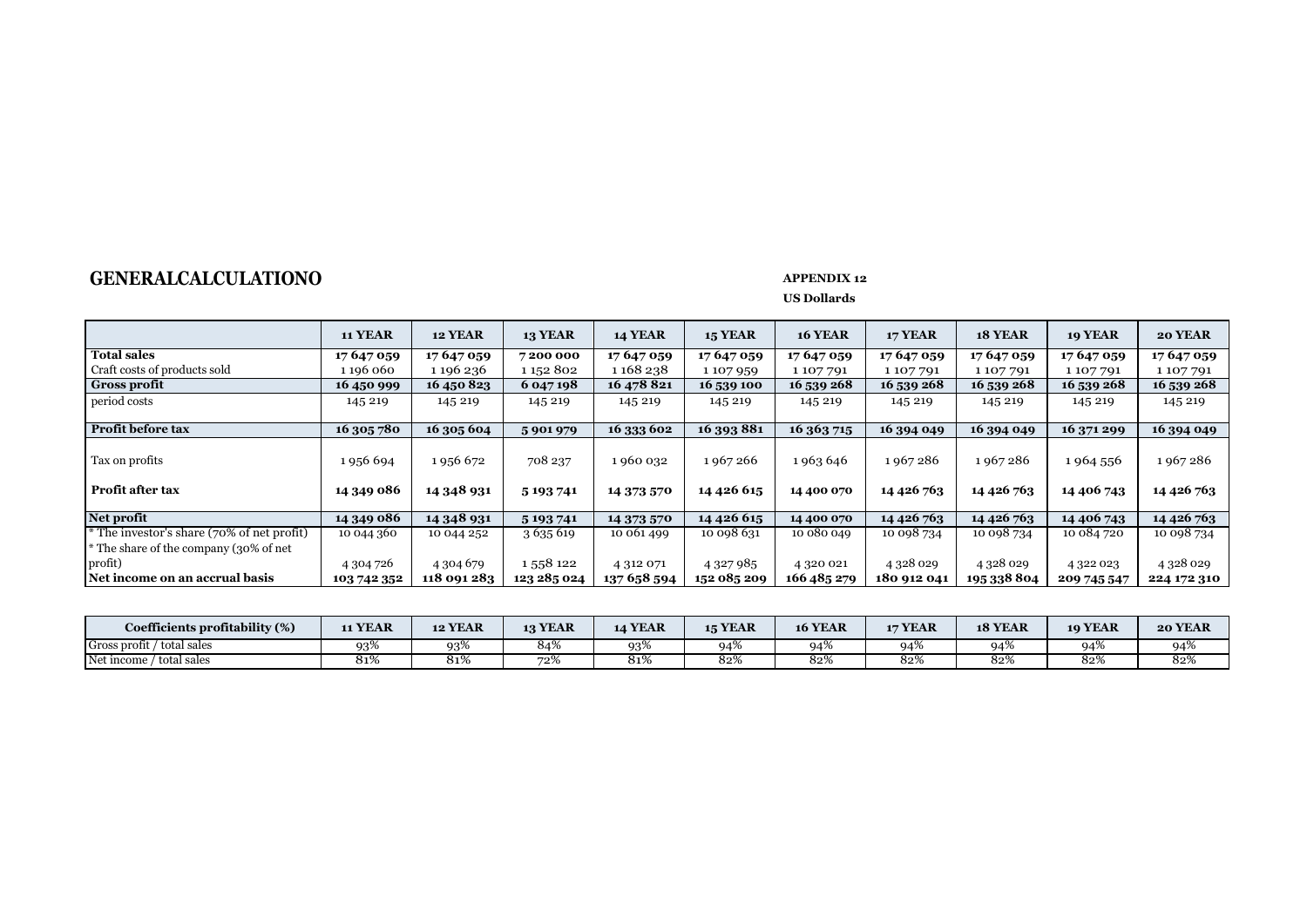# GENERALCALCULATIONO

**APPENDIX 12**

**US Dollards**

| | 11 YEAR | 12 YEAR | 13 YEAR | 14 YEAR | 15 YEAR | 16 YEAR | 17 YEAR | 18 YEAR | 19 YEAR | 20 YEAR |
|---|---|---|---|---|---|---|---|---|---|---|
| **Total sales** | **17 647 059** | **17 647 059** | **7 200 000** | **17 647 059** | **17 647 059** | **17 647 059** | **17 647 059** | **17 647 059** | **17 647 059** | **17 647 059** |
| Craft costs of products sold | 1 196 060 | 1 196 236 | 1 152 802 | 1 168 238 | 1 107 959 | 1 107 791 | 1 107 791 | 1 107 791 | 1 107 791 | 1 107 791 |
| **Gross profit** | **16 450 999** | **16 450 823** | **6 047 198** | **16 478 821** | **16 539 100** | **16 539 268** | **16 539 268** | **16 539 268** | **16 539 268** | **16 539 268** |
| period costs | 145 219 | 145 219 | 145 219 | 145 219 | 145 219 | 145 219 | 145 219 | 145 219 | 145 219 | 145 219 |
| **Profit before tax** | **16 305 780** | **16 305 604** | **5 901 979** | **16 333 602** | **16 393 881** | **16 363 715** | **16 394 049** | **16 394 049** | **16 371 299** | **16 394 049** |
| Tax on profits | 1 956 694 | 1 956 672 | 708 237 | 1 960 032 | 1 967 266 | 1 963 646 | 1 967 286 | 1 967 286 | 1 964 556 | 1 967 286 |
| **Profit after tax** | **14 349 086** | **14 348 931** | **5 193 741** | **14 373 570** | **14 426 615** | **14 400 070** | **14 426 763** | **14 426 763** | **14 406 743** | **14 426 763** |
| **Net profit** | **14 349 086** | **14 348 931** | **5 193 741** | **14 373 570** | **14 426 615** | **14 400 070** | **14 426 763** | **14 426 763** | **14 406 743** | **14 426 763** |
| * The investor's share (70% of net profit) | 10 044 360 | 10 044 252 | 3 635 619 | 10 061 499 | 10 098 631 | 10 080 049 | 10 098 734 | 10 098 734 | 10 084 720 | 10 098 734 |
| * The share of the company (30% of net profit) | 4 304 726 | 4 304 679 | 1 558 122 | 4 312 071 | 4 327 985 | 4 320 021 | 4 328 029 | 4 328 029 | 4 322 023 | 4 328 029 |
| **Net income on an accrual basis** | **103 742 352** | **118 091 283** | **123 285 024** | **137 658 594** | **152 085 209** | **166 485 279** | **180 912 041** | **195 338 804** | **209 745 547** | **224 172 310** |

| Coefficients profitability (%) | 11 YEAR | 12 YEAR | 13 YEAR | 14 YEAR | 15 YEAR | 16 YEAR | 17 YEAR | 18 YEAR | 19 YEAR | 20 YEAR |
|---|---|---|---|---|---|---|---|---|---|---|
| Gross profit / total sales | 93% | 93% | 84% | 93% | 94% | 94% | 94% | 94% | 94% | 94% |
| Net income / total sales | 81% | 81% | 72% | 81% | 82% | 82% | 82% | 82% | 82% | 82% |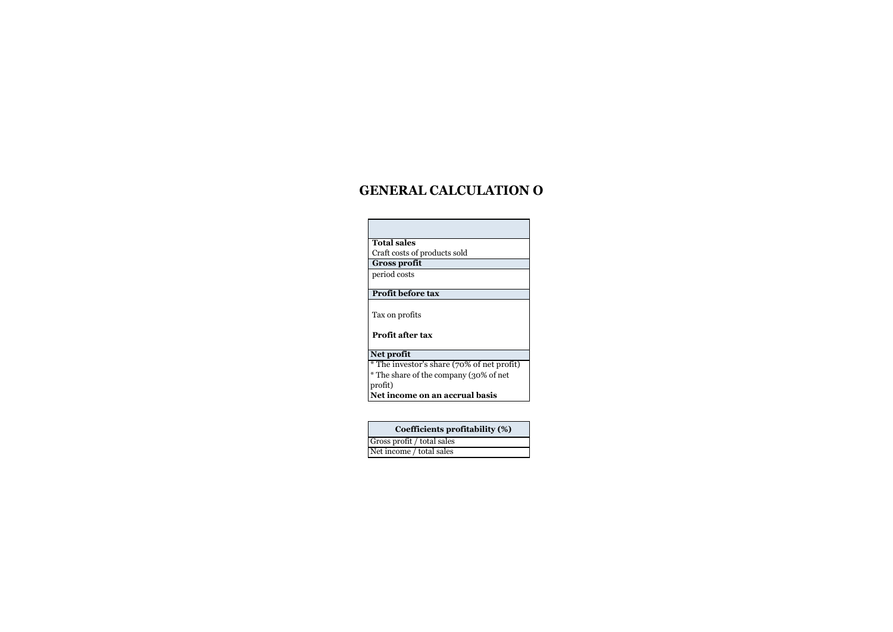## GENERAL CALCULATION O

| |
|---|
| **Total sales** |
| Craft costs of products sold |
| **Gross profit** |
| period costs |
| **Profit before tax** |
| Tax on profits |
| **Profit after tax** |
| **Net profit** |
| * The investor's share (70% of net profit) |
| * The share of the company (30% of net profit) |
| **Net income on an accrual basis** |

| **Coefficients profitability (%)** |
|---|
| Gross profit / total sales |
| Net income / total sales |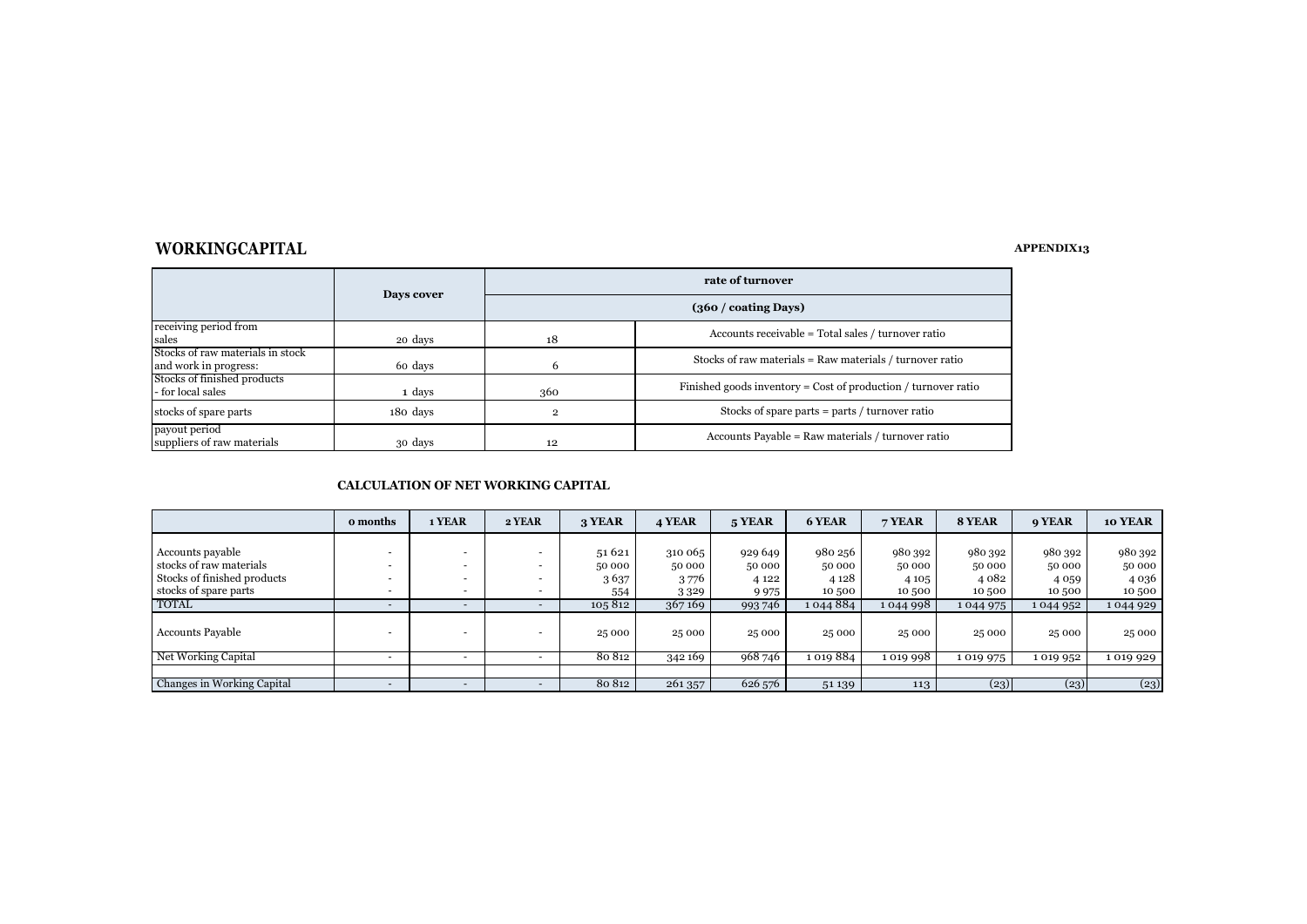## WORKINGCAPITAL

**APPENDIX13**

| | Days cover | rate of turnover | |
|---|---|---|---|
| | | (360 / coating Days) | |
| receiving period from sales | 20 days | 18 | Accounts receivable = Total sales / turnover ratio |
| Stocks of raw materials in stock and work in progress: | 60 days | 6 | Stocks of raw materials = Raw materials / turnover ratio |
| Stocks of finished products - for local sales | 1 days | 360 | Finished goods inventory = Cost of production / turnover ratio |
| stocks of spare parts | 180 days | 2 | Stocks of spare parts = parts / turnover ratio |
| payout period suppliers of raw materials | 30 days | 12 | Accounts Payable = Raw materials / turnover ratio |

### CALCULATION OF NET WORKING CAPITAL

| | 0 months | 1 YEAR | 2 YEAR | 3 YEAR | 4 YEAR | 5 YEAR | 6 YEAR | 7 YEAR | 8 YEAR | 9 YEAR | 10 YEAR |
|---|---|---|---|---|---|---|---|---|---|---|---|
| Accounts payable | - | - | - | 51 621 | 310 065 | 929 649 | 980 256 | 980 392 | 980 392 | 980 392 | 980 392 |
| stocks of raw materials | - | - | - | 50 000 | 50 000 | 50 000 | 50 000 | 50 000 | 50 000 | 50 000 | 50 000 |
| Stocks of finished products | - | - | - | 3 637 | 3 776 | 4 122 | 4 128 | 4 105 | 4 082 | 4 059 | 4 036 |
| stocks of spare parts | - | - | - | 554 | 3 329 | 9 975 | 10 500 | 10 500 | 10 500 | 10 500 | 10 500 |
| TOTAL | - | - | - | 105 812 | 367 169 | 993 746 | 1 044 884 | 1 044 998 | 1 044 975 | 1 044 952 | 1 044 929 |
| Accounts Payable | - | - | - | 25 000 | 25 000 | 25 000 | 25 000 | 25 000 | 25 000 | 25 000 | 25 000 |
| Net Working Capital | - | - | - | 80 812 | 342 169 | 968 746 | 1 019 884 | 1 019 998 | 1 019 975 | 1 019 952 | 1 019 929 |
| Changes in Working Capital | - | - | - | 80 812 | 261 357 | 626 576 | 51 139 | 113 | (23) | (23) | (23) |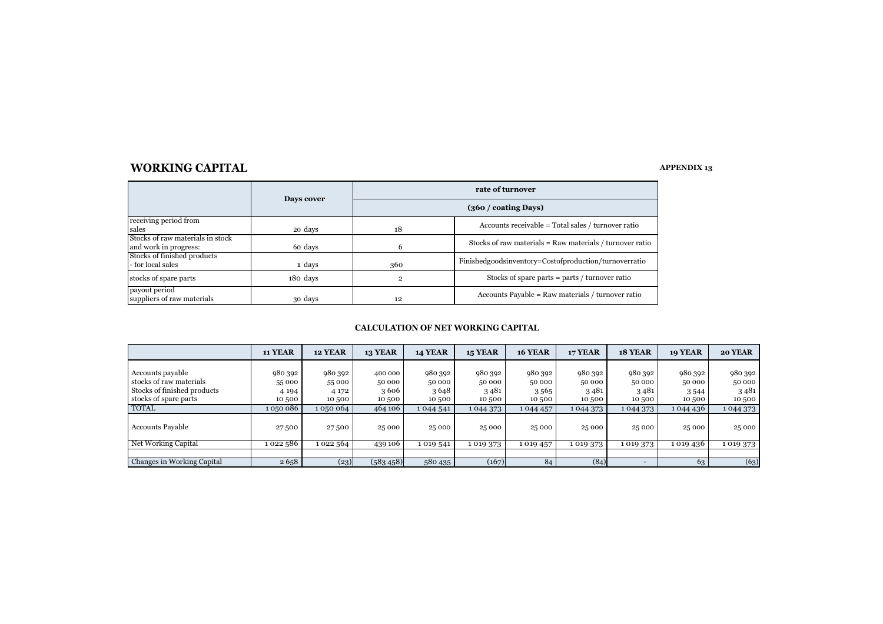## WORKING CAPITAL

**APPENDIX 13**

| | Days cover | rate of turnover | |
|---|---|---|---|
| | | (360 / coating Days) | |
| receiving period from sales | 20 days | 18 | Accounts receivable = Total sales / turnover ratio |
| Stocks of raw materials in stock and work in progress: | 60 days | 6 | Stocks of raw materials = Raw materials / turnover ratio |
| Stocks of finished products - for local sales | 1 days | 360 | Finishedgoodsinventory=Costofproduction/turnoverratio |
| stocks of spare parts | 180 days | 2 | Stocks of spare parts = parts / turnover ratio |
| payout period suppliers of raw materials | 30 days | 12 | Accounts Payable = Raw materials / turnover ratio |

### CALCULATION OF NET WORKING CAPITAL

| | 11 YEAR | 12 YEAR | 13 YEAR | 14 YEAR | 15 YEAR | 16 YEAR | 17 YEAR | 18 YEAR | 19 YEAR | 20 YEAR |
|---|---|---|---|---|---|---|---|---|---|---|
| Accounts payable | 980 392 | 980 392 | 400 000 | 980 392 | 980 392 | 980 392 | 980 392 | 980 392 | 980 392 | 980 392 |
| stocks of raw materials | 55 000 | 55 000 | 50 000 | 50 000 | 50 000 | 50 000 | 50 000 | 50 000 | 50 000 | 50 000 |
| Stocks of finished products | 4 194 | 4 172 | 3 606 | 3 648 | 3 481 | 3 565 | 3 481 | 3 481 | 3 544 | 3 481 |
| stocks of spare parts | 10 500 | 10 500 | 10 500 | 10 500 | 10 500 | 10 500 | 10 500 | 10 500 | 10 500 | 10 500 |
| TOTAL | 1 050 086 | 1 050 064 | 464 106 | 1 044 541 | 1 044 373 | 1 044 457 | 1 044 373 | 1 044 373 | 1 044 436 | 1 044 373 |
| Accounts Payable | 27 500 | 27 500 | 25 000 | 25 000 | 25 000 | 25 000 | 25 000 | 25 000 | 25 000 | 25 000 |
| Net Working Capital | 1 022 586 | 1 022 564 | 439 106 | 1 019 541 | 1 019 373 | 1 019 457 | 1 019 373 | 1 019 373 | 1 019 436 | 1 019 373 |
| Changes in Working Capital | 2 658 | (23) | (583 458) | 580 435 | (167) | 84 | (84) | - | 63 | (63) |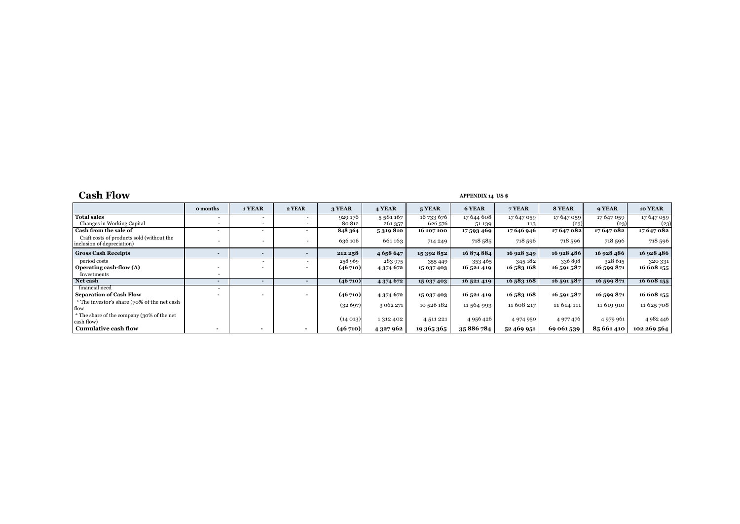## Cash Flow

**APPENDIX 14 US $**

| | 0 months | 1 YEAR | 2 YEAR | 3 YEAR | 4 YEAR | 5 YEAR | 6 YEAR | 7 YEAR | 8 YEAR | 9 YEAR | 10 YEAR |
|---|---|---|---|---|---|---|---|---|---|---|---|
| **Total sales** | - | - | - | 929 176 | 5 581 167 | 16 733 676 | 17 644 608 | 17 647 059 | 17 647 059 | 17 647 059 | 17 647 059 |
| Changes in Working Capital | - | - | - | 80 812 | 261 357 | 626 576 | 51 139 | 113 | (23) | (23) | (23) |
| **Cash from the sale of** | **-** | **-** | **-** | **848 364** | **5 319 810** | **16 107 100** | **17 593 469** | **17 646 946** | **17 647 082** | **17 647 082** | **17 647 082** |
| Craft costs of products sold (without the inclusion of depreciation) | - | - | - | 636 106 | 661 163 | 714 249 | 718 585 | 718 596 | 718 596 | 718 596 | 718 596 |
| **Gross Cash Receipts** | **-** | **-** | **-** | **212 258** | **4 658 647** | **15 392 852** | **16 874 884** | **16 928 349** | **16 928 486** | **16 928 486** | **16 928 486** |
| period costs | | - | - | 258 969 | 283 975 | 355 449 | 353 465 | 345 182 | 336 898 | 328 615 | 320 331 |
| **Operating cash-flow (A)** | **-** | **-** | **-** | **(46 710)** | **4 374 672** | **15 037 403** | **16 521 419** | **16 583 168** | **16 591 587** | **16 599 871** | **16 608 155** |
| Investments | - | | | | | | | | | | |
| **Net cash** | **-** | **-** | **-** | **(46 710)** | **4 374 672** | **15 037 403** | **16 521 419** | **16 583 168** | **16 591 587** | **16 599 871** | **16 608 155** |
| financial need | - | | | | | | | | | | |
| **Separation of Cash Flow** | **-** | **-** | **-** | **(46 710)** | **4 374 672** | **15 037 403** | **16 521 419** | **16 583 168** | **16 591 587** | **16 599 871** | **16 608 155** |
| * The investor's share (70% of the net cash flow | | | | (32 697) | 3 062 271 | 10 526 182 | 11 564 993 | 11 608 217 | 11 614 111 | 11 619 910 | 11 625 708 |
| * The share of the company (30% of the net cash flow) | | | | (14 013) | 1 312 402 | 4 511 221 | 4 956 426 | 4 974 950 | 4 977 476 | 4 979 961 | 4 982 446 |
| **Cumulative cash flow** | **-** | **-** | **-** | **(46 710)** | **4 327 962** | **19 365 365** | **35 886 784** | **52 469 951** | **69 061 539** | **85 661 410** | **102 269 564** |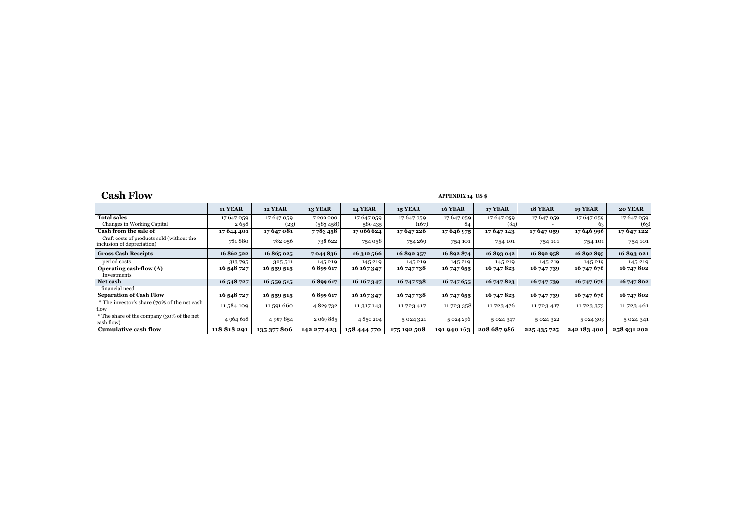## Cash Flow

**APPENDIX 14 US $**

| | 11 YEAR | 12 YEAR | 13 YEAR | 14 YEAR | 15 YEAR | 16 YEAR | 17 YEAR | 18 YEAR | 19 YEAR | 20 YEAR |
|---|---|---|---|---|---|---|---|---|---|---|
| **Total sales** | 17 647 059 | 17 647 059 | 7 200 000 | 17 647 059 | 17 647 059 | 17 647 059 | 17 647 059 | 17 647 059 | 17 647 059 | 17 647 059 |
| Changes in Working Capital | 2 658 | (23) | (583 458) | 580 435 | (167) | 84 | (84) | - | 63 | (63) |
| **Cash from the sale of** | **17 644 401** | **17 647 081** | **7 783 458** | **17 066 624** | **17 647 226** | **17 646 975** | **17 647 143** | **17 647 059** | **17 646 996** | **17 647 122** |
| Craft costs of products sold (without the inclusion of depreciation) | 781 880 | 782 056 | 738 622 | 754 058 | 754 269 | 754 101 | 754 101 | 754 101 | 754 101 | 754 101 |
| **Gross Cash Receipts** | **16 862 522** | **16 865 025** | **7 044 836** | **16 312 566** | **16 892 957** | **16 892 874** | **16 893 042** | **16 892 958** | **16 892 895** | **16 893 021** |
| period costs | 313 795 | 305 511 | 145 219 | 145 219 | 145 219 | 145 219 | 145 219 | 145 219 | 145 219 | 145 219 |
| **Operating cash-flow (A)** | **16 548 727** | **16 559 515** | **6 899 617** | **16 167 347** | **16 747 738** | **16 747 655** | **16 747 823** | **16 747 739** | **16 747 676** | **16 747 802** |
| Investments | | | | | | | | | | |
| **Net cash** | **16 548 727** | **16 559 515** | **6 899 617** | **16 167 347** | **16 747 738** | **16 747 655** | **16 747 823** | **16 747 739** | **16 747 676** | **16 747 802** |
| financial need | | | | | | | | | | |
| **Separation of Cash Flow** | **16 548 727** | **16 559 515** | **6 899 617** | **16 167 347** | **16 747 738** | **16 747 655** | **16 747 823** | **16 747 739** | **16 747 676** | **16 747 802** |
| * The investor's share (70% of the net cash flow | 11 584 109 | 11 591 660 | 4 829 732 | 11 317 143 | 11 723 417 | 11 723 358 | 11 723 476 | 11 723 417 | 11 723 373 | 11 723 461 |
| * The share of the company (30% of the net cash flow) | 4 964 618 | 4 967 854 | 2 069 885 | 4 850 204 | 5 024 321 | 5 024 296 | 5 024 347 | 5 024 322 | 5 024 303 | 5 024 341 |
| **Cumulative cash flow** | **118 818 291** | **135 377 806** | **142 277 423** | **158 444 770** | **175 192 508** | **191 940 163** | **208 687 986** | **225 435 725** | **242 183 400** | **258 931 202** |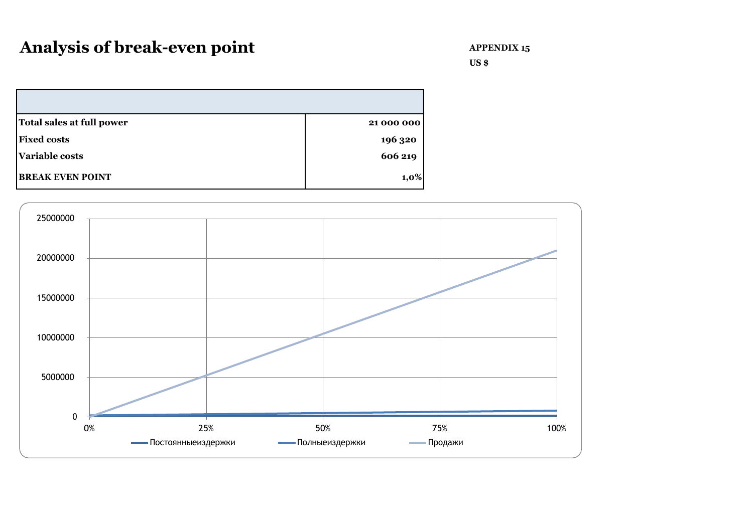# Analysis of break-even point

**APPENDIX 15**

**US $**

| | |
|---|---|
| **Total sales at full power** | **21 000 000** |
| **Fixed costs** | **196 320** |
| **Variable costs** | **606 219** |
| **BREAK EVEN POINT** | **1,0%** |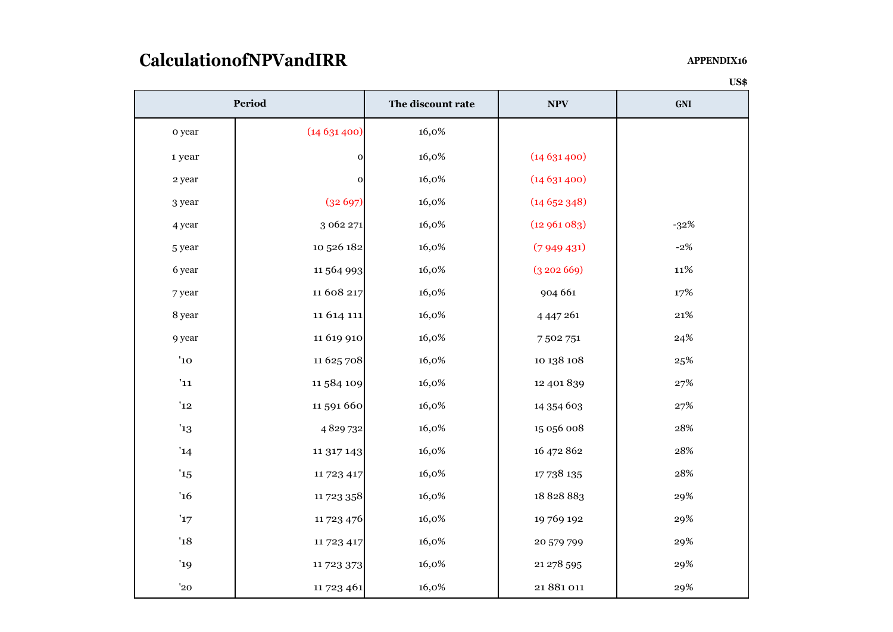# CalculationofNPVandIRR

**APPENDIX16**

**US$**

| Period | | The discount rate | NPV | GNI |
|---|---|---|---|---|
| 0 year | (14 631 400) | 16,0% | | |
| 1 year | 0 | 16,0% | (14 631 400) | |
| 2 year | 0 | 16,0% | (14 631 400) | |
| 3 year | (32 697) | 16,0% | (14 652 348) | |
| 4 year | 3 062 271 | 16,0% | (12 961 083) | -32% |
| 5 year | 10 526 182 | 16,0% | (7 949 431) | -2% |
| 6 year | 11 564 993 | 16,0% | (3 202 669) | 11% |
| 7 year | 11 608 217 | 16,0% | 904 661 | 17% |
| 8 year | 11 614 111 | 16,0% | 4 447 261 | 21% |
| 9 year | 11 619 910 | 16,0% | 7 502 751 | 24% |
| '10 | 11 625 708 | 16,0% | 10 138 108 | 25% |
| '11 | 11 584 109 | 16,0% | 12 401 839 | 27% |
| '12 | 11 591 660 | 16,0% | 14 354 603 | 27% |
| '13 | 4 829 732 | 16,0% | 15 056 008 | 28% |
| '14 | 11 317 143 | 16,0% | 16 472 862 | 28% |
| '15 | 11 723 417 | 16,0% | 17 738 135 | 28% |
| '16 | 11 723 358 | 16,0% | 18 828 883 | 29% |
| '17 | 11 723 476 | 16,0% | 19 769 192 | 29% |
| '18 | 11 723 417 | 16,0% | 20 579 799 | 29% |
| '19 | 11 723 373 | 16,0% | 21 278 595 | 29% |
| '20 | 11 723 461 | 16,0% | 21 881 011 | 29% |